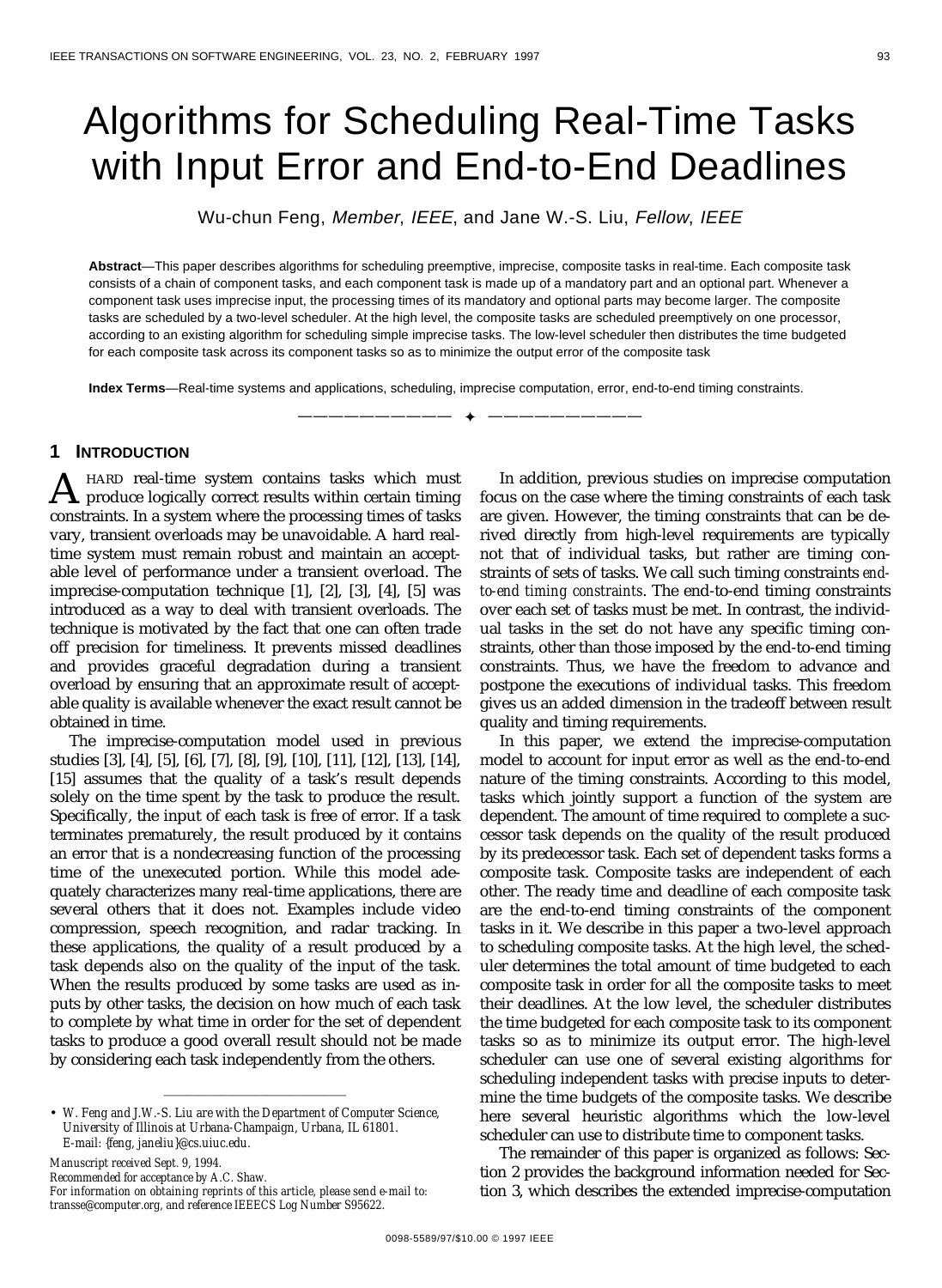# Algorithms for Scheduling Real-Time Tasks with Input Error and End-to-End Deadlines

Wu-chun Feng, *Member*, *IEEE*, and Jane W.-S. Liu, *Fellow*, *IEEE*

**Abstract**—This paper describes algorithms for scheduling preemptive, imprecise, composite tasks in real-time. Each composite task consists of a chain of component tasks, and each component task is made up of a mandatory part and an optional part. Whenever a component task uses imprecise input, the processing times of its mandatory and optional parts may become larger. The composite tasks are scheduled by a two-level scheduler. At the high level, the composite tasks are scheduled preemptively on one processor, according to an existing algorithm for scheduling simple imprecise tasks. The low-level scheduler then distributes the time budgeted for each composite task across its component tasks so as to minimize the output error of the composite task

**Index Terms**—Real-time systems and applications, scheduling, imprecise computation, error, end-to-end timing constraints.

## 1 Introduction

A hard real-time system contains tasks which must produce logically correct results within certain timing constraints. In a system where the processing times of tasks vary, transient overloads may be unavoidable. A hard real-time system must remain robust and maintain an acceptable level of performance under a transient overload. The imprecise-computation technique [1], [2], [3], [4], [5] was introduced as a way to deal with transient overloads. The technique is motivated by the fact that one can often trade off precision for timeliness. It prevents missed deadlines and provides graceful degradation during a transient overload by ensuring that an approximate result of acceptable quality is available whenever the exact result cannot be obtained in time.

The imprecise-computation model used in previous studies [3], [4], [5], [6], [7], [8], [9], [10], [11], [12], [13], [14], [15] assumes that the quality of a task's result depends solely on the time spent by the task to produce the result. Specifically, the input of each task is free of error. If a task terminates prematurely, the result produced by it contains an error that is a nondecreasing function of the processing time of the unexecuted portion. While this model adequately characterizes many real-time applications, there are several others that it does not. Examples include video compression, speech recognition, and radar tracking. In these applications, the quality of a result produced by a task depends also on the quality of the input of the task. When the results produced by some tasks are used as inputs by other tasks, the decision on how much of each task to complete by what time in order for the set of dependent tasks to produce a good overall result should not be made by considering each task independently from the others.

In addition, previous studies on imprecise computation focus on the case where the timing constraints of each task are given. However, the timing constraints that can be derived directly from high-level requirements are typically not that of individual tasks, but rather are timing constraints of sets of tasks. We call such timing constraints *end-to-end timing constraints*. The end-to-end timing constraints over each set of tasks must be met. In contrast, the individual tasks in the set do not have any specific timing constraints, other than those imposed by the end-to-end timing constraints. Thus, we have the freedom to advance and postpone the executions of individual tasks. This freedom gives us an added dimension in the tradeoff between result quality and timing requirements.

In this paper, we extend the imprecise-computation model to account for input error as well as the end-to-end nature of the timing constraints. According to this model, tasks which jointly support a function of the system are dependent. The amount of time required to complete a successor task depends on the quality of the result produced by its predecessor task. Each set of dependent tasks forms a composite task. Composite tasks are independent of each other. The ready time and deadline of each composite task are the end-to-end timing constraints of the component tasks in it. We describe in this paper a two-level approach to scheduling composite tasks. At the high level, the scheduler determines the total amount of time budgeted to each composite task in order for all the composite tasks to meet their deadlines. At the low level, the scheduler distributes the time budgeted for each composite task to its component tasks so as to minimize its output error. The high-level scheduler can use one of several existing algorithms for scheduling independent tasks with precise inputs to determine the time budgets of the composite tasks. We describe here several heuristic algorithms which the low-level scheduler can use to distribute time to component tasks.

The remainder of this paper is organized as follows: Section 2 provides the background information needed for Section 3, which describes the extended imprecise-computation

- *W. Feng and J.W.-S. Liu are with the Department of Computer Science, University of Illinois at Urbana-Champaign, Urbana, IL 61801. E-mail: {feng, janeliu}@cs.uiuc.edu.*

*Manuscript received Sept. 9, 1994.*
*Recommended for acceptance by A.C. Shaw.*
*For information on obtaining reprints of this article, please send e-mail to: transse@computer.org, and reference IEEECS Log Number S95622.*

0098-5589/97/$10.00 © 1997 IEEE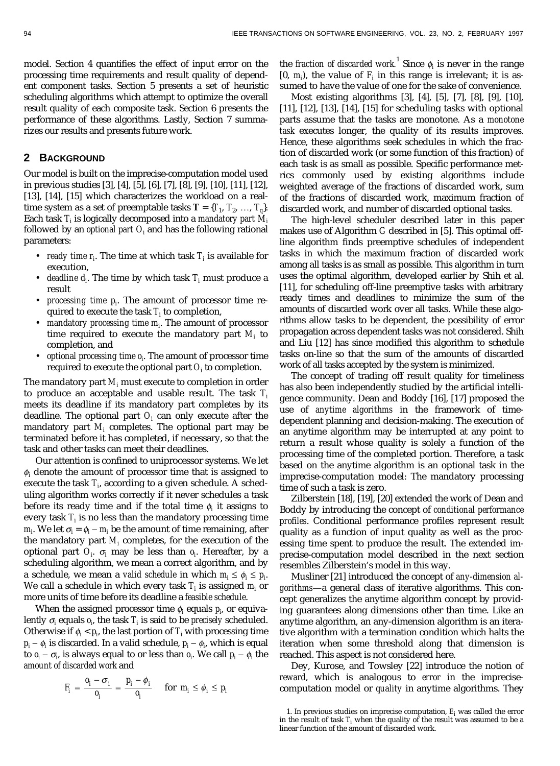model. Section 4 quantifies the effect of input error on the processing time requirements and result quality of dependent component tasks. Section 5 presents a set of heuristic scheduling algorithms which attempt to optimize the overall result quality of each composite task. Section 6 presents the performance of these algorithms. Lastly, Section 7 summarizes our results and presents future work.

## 2 Background

Our model is built on the imprecise-computation model used in previous studies [3], [4], [5], [6], [7], [8], [9], [10], [11], [12], [13], [14], [15] which characterizes the workload on a real-time system as a set of preemptable tasks $\mathbf{T} = \{T_1, T_2, \ldots, T_q\}$. Each task $T_i$ is logically decomposed into a *mandatory part* $M_i$ followed by an *optional part* $O_i$ and has the following rational parameters:

- *ready time* $r_i$. The time at which task $T_i$ is available for execution,
- *deadline* $d_i$. The time by which task $T_i$ must produce a result
- *processing time* $p_i$. The amount of processor time required to execute the task $T_i$ to completion,
- *mandatory processing time* $m_i$. The amount of processor time required to execute the mandatory part $M_i$ to completion, and
- *optional processing time* $o_i$. The amount of processor time required to execute the optional part $O_i$ to completion.

The mandatory part $M_i$ must execute to completion in order to produce an acceptable and usable result. The task $T_i$ meets its deadline if its mandatory part completes by its deadline. The optional part $O_i$ can only execute after the mandatory part $M_i$ completes. The optional part may be terminated before it has completed, if necessary, so that the task and other tasks can meet their deadlines.

Our attention is confined to uniprocessor systems. We let $\phi_i$ denote the amount of processor time that is assigned to execute the task $T_i$, according to a given schedule. A scheduling algorithm works correctly if it never schedules a task before its ready time and if the total time $\phi_i$ it assigns to every task $T_i$ is no less than the mandatory processing time $m_i$. We let $\sigma_i = \phi_i - m_i$ be the amount of time remaining, after the mandatory part $M_i$ completes, for the execution of the optional part $O_i$. $\sigma_i$ may be less than $o_i$. Hereafter, by a scheduling algorithm, we mean a correct algorithm, and by a schedule, we mean a *valid schedule* in which $m_i \leq \phi_i \leq p_i$. We call a schedule in which every task $T_i$ is assigned $m_i$ or more units of time before its deadline a *feasible schedule*.

When the assigned processor time $\phi_i$ equals $p_i$, or equivalently $\sigma_i$ equals $o_i$, the task $T_i$ is said to be *precisely* scheduled. Otherwise if $\phi_i < p_i$, the last portion of $T_i$ with processing time $p_i - \phi_i$ is discarded. In a valid schedule, $p_i - \phi_i$, which is equal to $o_i - \sigma_i$, is always equal to or less than $o_i$. We call $p_i - \phi_i$ the *amount of discarded work* and

$$F_i = \frac{o_i - \sigma_i}{o_i} = \frac{p_i - \phi_i}{o_i} \quad \text{for } m_i \leq \phi_i \leq p_i$$

the *fraction of discarded work.*[1] Since $\phi_i$ is never in the range $[0, m_i)$, the value of $F_i$ in this range is irrelevant; it is assumed to have the value of one for the sake of convenience.

Most existing algorithms [3], [4], [5], [7], [8], [9], [10], [11], [12], [13], [14], [15] for scheduling tasks with optional parts assume that the tasks are monotone. As a *monotone task* executes longer, the quality of its results improves. Hence, these algorithms seek schedules in which the fraction of discarded work (or some function of this fraction) of each task is as small as possible. Specific performance metrics commonly used by existing algorithms include weighted average of the fractions of discarded work, sum of the fractions of discarded work, maximum fraction of discarded work, and number of discarded optional tasks.

The high-level scheduler described later in this paper makes use of Algorithm *G* described in [5]. This optimal off-line algorithm finds preemptive schedules of independent tasks in which the maximum fraction of discarded work among all tasks is as small as possible. This algorithm in turn uses the optimal algorithm, developed earlier by Shih et al. [11], for scheduling off-line preemptive tasks with arbitrary ready times and deadlines to minimize the sum of the amounts of discarded work over all tasks. While these algorithms allow tasks to be dependent, the possibility of error propagation across dependent tasks was not considered. Shih and Liu [12] has since modified this algorithm to schedule tasks on-line so that the sum of the amounts of discarded work of all tasks accepted by the system is minimized.

The concept of trading off result quality for timeliness has also been independently studied by the artificial intelligence community. Dean and Boddy [16], [17] proposed the use of *anytime algorithms* in the framework of time-dependent planning and decision-making. The execution of an anytime algorithm may be interrupted at any point to return a result whose quality is solely a function of the processing time of the completed portion. Therefore, a task based on the anytime algorithm is an optional task in the imprecise-computation model: The mandatory processing time of such a task is zero.

Zilberstein [18], [19], [20] extended the work of Dean and Boddy by introducing the concept of *conditional performance profiles*. Conditional performance profiles represent result quality as a function of input quality as well as the processing time spent to produce the result. The extended imprecise-computation model described in the next section resembles Zilberstein's model in this way.

Musliner [21] introduced the concept of *any-dimension algorithms*—a general class of iterative algorithms. This concept generalizes the anytime algorithm concept by providing guarantees along dimensions other than time. Like an anytime algorithm, an any-dimension algorithm is an iterative algorithm with a termination condition which halts the iteration when some threshold along that dimension is reached. This aspect is not considered here.

Dey, Kurose, and Towsley [22] introduce the notion of *reward*, which is analogous to *error* in the imprecise-computation model or *quality* in anytime algorithms. They

1. In previous studies on imprecise computation, $E_i$ was called the error in the result of task $T_i$ when the quality of the result was assumed to be a linear function of the amount of discarded work.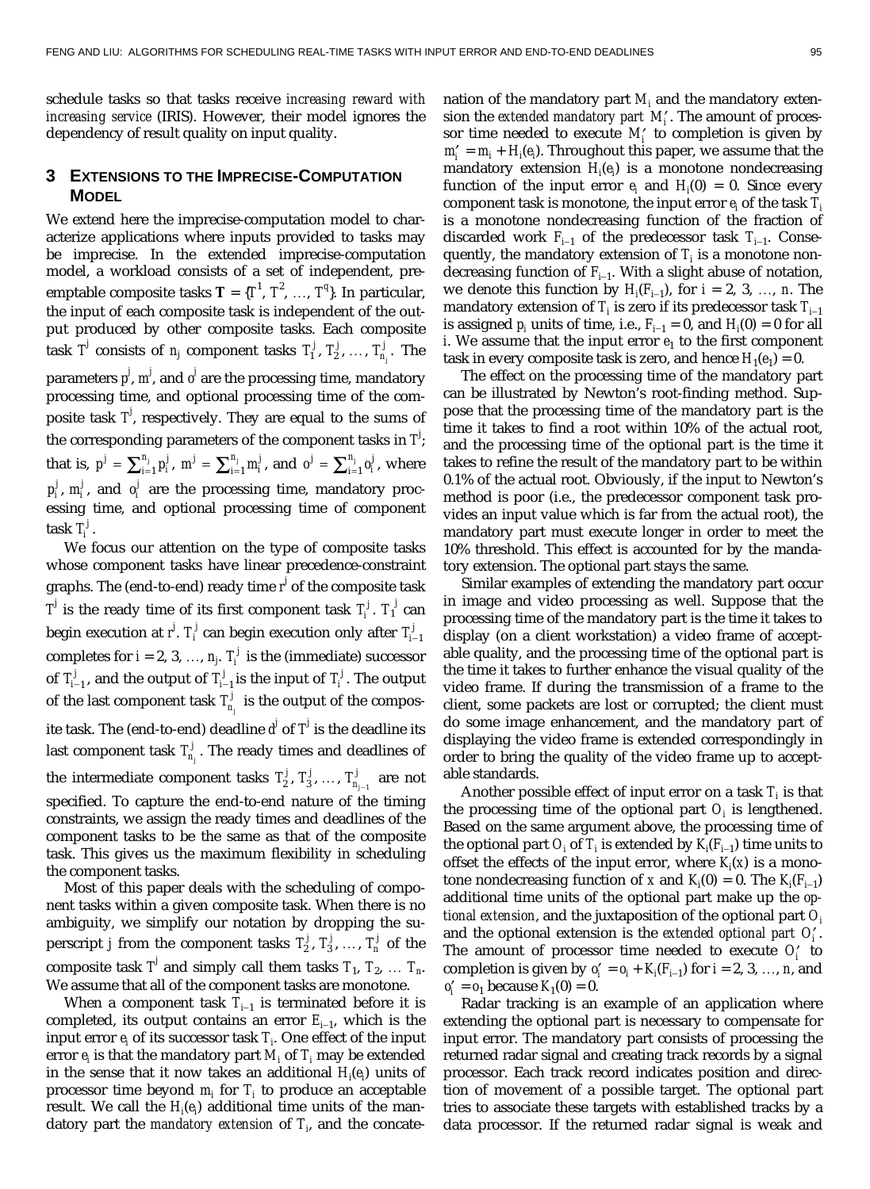schedule tasks so that tasks receive *increasing reward with increasing service* (IRIS). However, their model ignores the dependency of result quality on input quality.

## 3 Extensions to the Imprecise-Computation Model

We extend here the imprecise-computation model to characterize applications where inputs provided to tasks may be imprecise. In the extended imprecise-computation model, a workload consists of a set of independent, preemptable composite tasks $\mathbf{T} = \{T^1, T^2, \ldots, T^q\}$. In particular, the input of each composite task is independent of the output produced by other composite tasks. Each composite task $T^j$ consists of $n_j$ component tasks $T_1^j, T_2^j, \ldots, T_{n_j}^j$. The parameters $p^j$, $m^j$, and $o^j$ are the processing time, mandatory processing time, and optional processing time of the composite task $T^j$, respectively. They are equal to the sums of the corresponding parameters of the component tasks in $T^j$; that is, $p^j = \sum_{i=1}^{n_j} p_i^j$, $m^j = \sum_{i=1}^{n_j} m_i^j$, and $o^j = \sum_{i=1}^{n_j} o_i^j$, where $p_i^j$, $m_i^j$, and $o_i^j$ are the processing time, mandatory processing time, and optional processing time of component task $T_i^j$.

We focus our attention on the type of composite tasks whose component tasks have linear precedence-constraint graphs. The (end-to-end) ready time $r^j$ of the composite task $T^j$ is the ready time of its first component task $T_1^j$. $T_1^j$ can begin execution at $r^j$. $T_i^j$ can begin execution only after $T_{i-1}^j$ completes for $i = 2, 3, \ldots, n_j$. $T_i^j$ is the (immediate) successor of $T_{i-1}^j$, and the output of $T_{i-1}^j$ is the input of $T_i^j$. The output of the last component task $T_{n_j}^j$ is the output of the composite task. The (end-to-end) deadline $d^j$ of $T^j$ is the deadline its last component task $T_{n_j}^j$. The ready times and deadlines of the intermediate component tasks $T_2^j, T_3^j, \ldots, T_{n_{j-1}}^j$ are not specified. To capture the end-to-end nature of the timing constraints, we assign the ready times and deadlines of the component tasks to be the same as that of the composite task. This gives us the maximum flexibility in scheduling the component tasks.

Most of this paper deals with the scheduling of component tasks within a given composite task. When there is no ambiguity, we simplify our notation by dropping the superscript $j$ from the component tasks $T_2^j, T_3^j, \ldots, T_n^j$ of the composite task $T^j$ and simply call them tasks $T_1, T_2, \ldots T_n$. We assume that all of the component tasks are monotone.

When a component task $T_{i-1}$ is terminated before it is completed, its output contains an error $E_{i-1}$, which is the input error $e_i$ of its successor task $T_i$. One effect of the input error $e_i$ is that the mandatory part $M_i$ of $T_i$ may be extended in the sense that it now takes an additional $H_i(e_i)$ units of processor time beyond $m_i$ for $T_i$ to produce an acceptable result. We call the $H_i(e_i)$ additional time units of the mandatory part the *mandatory extension* of $T_i$, and the concatenation of the mandatory part $M_i$ and the mandatory extension the *extended mandatory part* $M_i'$. The amount of processor time needed to execute $M_i'$ to completion is given by $m_i' = m_i + H_i(e_i)$. Throughout this paper, we assume that the mandatory extension $H_i(e_i)$ is a monotone nondecreasing function of the input error $e_i$ and $H_i(0) = 0$. Since every component task is monotone, the input error $e_i$ of the task $T_i$ is a monotone nondecreasing function of the fraction of discarded work $F_{i-1}$ of the predecessor task $T_{i-1}$. Consequently, the mandatory extension of $T_i$ is a monotone nondecreasing function of $F_{i-1}$. With a slight abuse of notation, we denote this function by $H_i(F_{i-1})$, for $i = 2, 3, \ldots, n$. The mandatory extension of $T_i$ is zero if its predecessor task $T_{i-1}$ is assigned $p_i$ units of time, i.e., $F_{i-1} = 0$, and $H_i(0) = 0$ for all $i$. We assume that the input error $e_1$ to the first component task in every composite task is zero, and hence $H_1(e_1) = 0$.

The effect on the processing time of the mandatory part can be illustrated by Newton's root-finding method. Suppose that the processing time of the mandatory part is the time it takes to find a root within 10% of the actual root, and the processing time of the optional part is the time it takes to refine the result of the mandatory part to be within 0.1% of the actual root. Obviously, if the input to Newton's method is poor (i.e., the predecessor component task provides an input value which is far from the actual root), the mandatory part must execute longer in order to meet the 10% threshold. This effect is accounted for by the mandatory extension. The optional part stays the same.

Similar examples of extending the mandatory part occur in image and video processing as well. Suppose that the processing time of the mandatory part is the time it takes to display (on a client workstation) a video frame of acceptable quality, and the processing time of the optional part is the time it takes to further enhance the visual quality of the video frame. If during the transmission of a frame to the client, some packets are lost or corrupted; the client must do some image enhancement, and the mandatory part of displaying the video frame is extended correspondingly in order to bring the quality of the video frame up to acceptable standards.

Another possible effect of input error on a task $T_i$ is that the processing time of the optional part $O_i$ is lengthened. Based on the same argument above, the processing time of the optional part $O_i$ of $T_i$ is extended by $K_i(F_{i-1})$ time units to offset the effects of the input error, where $K_i(x)$ is a monotone nondecreasing function of $x$ and $K_i(0) = 0$. The $K_i(F_{i-1})$ additional time units of the optional part make up the *optional extension*, and the juxtaposition of the optional part $O_i$ and the optional extension is the *extended optional part* $O_i'$. The amount of processor time needed to execute $O_i'$ to completion is given by $o_i' = o_i + K_i(F_{i-1})$ for $i = 2, 3, \ldots, n$, and $o_1' = o_1$ because $K_1(0) = 0$.

Radar tracking is an example of an application where extending the optional part is necessary to compensate for input error. The mandatory part consists of processing the returned radar signal and creating track records by a signal processor. Each track record indicates position and direction of movement of a possible target. The optional part tries to associate these targets with established tracks by a data processor. If the returned radar signal is weak and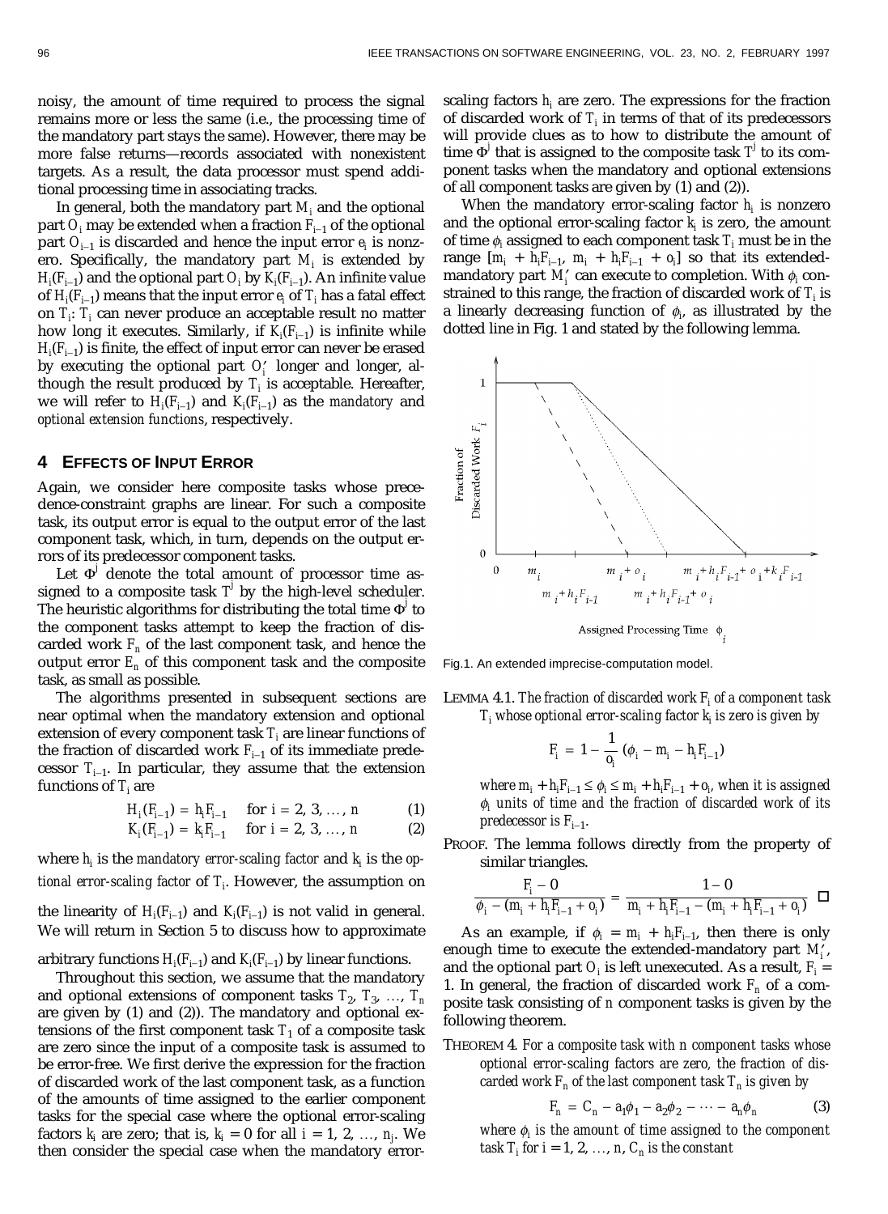noisy, the amount of time required to process the signal remains more or less the same (i.e., the processing time of the mandatory part stays the same). However, there may be more false returns—records associated with nonexistent targets. As a result, the data processor must spend additional processing time in associating tracks.

In general, both the mandatory part $M_i$ and the optional part $O_i$ may be extended when a fraction $F_{i-1}$ of the optional part $O_{i-1}$ is discarded and hence the input error $e_i$ is nonzero. Specifically, the mandatory part $M_i$ is extended by $H_i(F_{i-1})$ and the optional part $O_i$ by $K_i(F_{i-1})$. An infinite value of $H_i(F_{i-1})$ means that the input error $e_i$ of $T_i$ has a fatal effect on $T_i$: $T_i$ can never produce an acceptable result no matter how long it executes. Similarly, if $K_i(F_{i-1})$ is infinite while $H_i(F_{i-1})$ is finite, the effect of input error can never be erased by executing the optional part $O_i'$ longer and longer, although the result produced by $T_i$ is acceptable. Hereafter, we will refer to $H_i(F_{i-1})$ and $K_i(F_{i-1})$ as the *mandatory* and *optional extension functions*, respectively.

## 4 Effects of Input Error

Again, we consider here composite tasks whose precedence-constraint graphs are linear. For such a composite task, its output error is equal to the output error of the last component task, which, in turn, depends on the output errors of its predecessor component tasks.

Let $\Phi^j$ denote the total amount of processor time assigned to a composite task $T^j$ by the high-level scheduler. The heuristic algorithms for distributing the total time $\Phi^j$ to the component tasks attempt to keep the fraction of discarded work $F_n$ of the last component task, and hence the output error $E_n$ of this component task and the composite task, as small as possible.

The algorithms presented in subsequent sections are near optimal when the mandatory extension and optional extension of every component task $T_i$ are linear functions of the fraction of discarded work $F_{i-1}$ of its immediate predecessor $T_{i-1}$. In particular, they assume that the extension functions of $T_i$ are

$$H_i(F_{i-1}) = h_i F_{i-1} \quad \text{for } i = 2, 3, \ldots, n \tag{1}$$

$$K_i(F_{i-1}) = k_i F_{i-1} \quad \text{for } i = 2, 3, \ldots, n \tag{2}$$

where $h_i$ is the *mandatory error-scaling factor* and $k_i$ is the *optional error-scaling factor* of $T_i$. However, the assumption on the linearity of $H_i(F_{i-1})$ and $K_i(F_{i-1})$ is not valid in general. We will return in Section 5 to discuss how to approximate arbitrary functions $H_i(F_{i-1})$ and $K_i(F_{i-1})$ by linear functions.

Throughout this section, we assume that the mandatory and optional extensions of component tasks $T_2, T_3, \ldots, T_n$ are given by (1) and (2)). The mandatory and optional extensions of the first component task $T_1$ of a composite task are zero since the input of a composite task is assumed to be error-free. We first derive the expression for the fraction of discarded work of the last component task, as a function of the amounts of time assigned to the earlier component tasks for the special case where the optional error-scaling factors $k_i$ are zero; that is, $k_i = 0$ for all $i = 1, 2, \ldots, n_j$. We then consider the special case when the mandatory error-scaling factors $h_i$ are zero. The expressions for the fraction of discarded work of $T_i$ in terms of that of its predecessors will provide clues as to how to distribute the amount of time $\Phi^j$ that is assigned to the composite task $T^j$ to its component tasks when the mandatory and optional extensions of all component tasks are given by (1) and (2)).

When the mandatory error-scaling factor $h_i$ is nonzero and the optional error-scaling factor $k_i$ is zero, the amount of time $\phi_i$ assigned to each component task $T_i$ must be in the range $[m_i + h_iF_{i-1},\ m_i + h_iF_{i-1} + o_i]$ so that its extended-mandatory part $M_i'$ can execute to completion. With $\phi_i$ constrained to this range, the fraction of discarded work of $T_i$ is a linearly decreasing function of $\phi_i$, as illustrated by the dotted line in Fig. 1 and stated by the following lemma.

Fig.1. An extended imprecise-computation model.

LEMMA 4.1. *The fraction of discarded work $F_i$ of a component task $T_i$ whose optional error-scaling factor $k_i$ is zero is given by*

$$F_i = 1 - \frac{1}{o_i}\left(\phi_i - m_i - h_iF_{i-1}\right)$$

*where $m_i + h_iF_{i-1} \le \phi_i \le m_i + h_iF_{i-1} + o_i$, when it is assigned $\phi_i$ units of time and the fraction of discarded work of its predecessor is $F_{i-1}$.*

PROOF. The lemma follows directly from the property of similar triangles.

$$\frac{F_i - 0}{\phi_i - (m_i + h_iF_{i-1} + o_i)} = \frac{1 - 0}{m_i + h_iF_{i-1} - (m_i + h_iF_{i-1} + o_i)} \quad \square$$

As an example, if $\phi_i = m_i + h_iF_{i-1}$, then there is only enough time to execute the extended-mandatory part $M_i'$, and the optional part $O_i$ is left unexecuted. As a result, $F_i = 1$. In general, the fraction of discarded work $F_n$ of a composite task consisting of $n$ component tasks is given by the following theorem.

THEOREM 4. *For a composite task with $n$ component tasks whose optional error-scaling factors are zero, the fraction of discarded work $F_n$ of the last component task $T_n$ is given by*

$$F_n = C_n - a_1\phi_1 - a_2\phi_2 - \cdots - a_n\phi_n \tag{3}$$

*where $\phi_i$ is the amount of time assigned to the component task $T_i$ for $i = 1, 2, \ldots, n$, $C_n$ is the constant*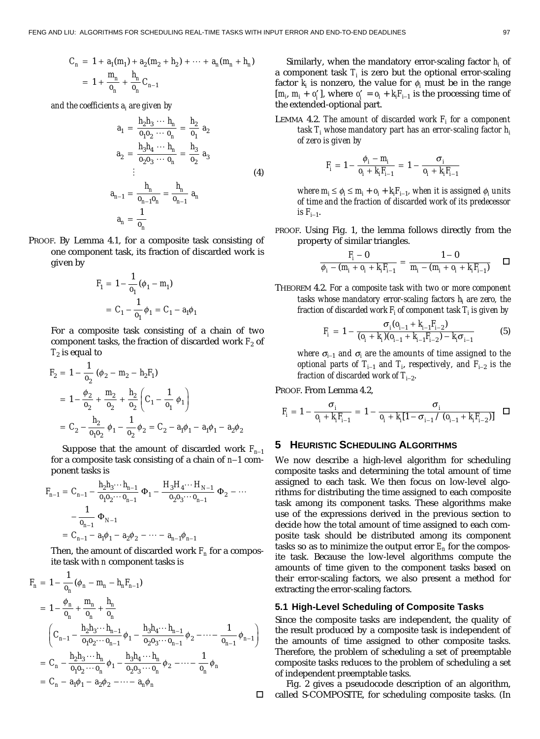$$C_n = 1 + a_1(m_1) + a_2(m_2 + h_2) + \cdots + a_n(m_n + h_n)$$
$$= 1 + \frac{m_n}{o_n} + \frac{h_n}{o_n} C_{n-1}$$

*and the coefficients $a_i$ are given by*

$$a_1 = \frac{h_2 h_3 \cdots h_n}{o_1 o_2 \cdots o_n} = \frac{h_2}{o_1} a_2$$
$$a_2 = \frac{h_3 h_4 \cdots h_n}{o_2 o_3 \cdots o_n} = \frac{h_3}{o_2} a_3$$
$$\vdots \qquad (4)$$
$$a_{n-1} = \frac{h_n}{o_{n-1} o_n} = \frac{h_n}{o_{n-1}} a_n$$
$$a_n = \frac{1}{o_n}$$

PROOF. By Lemma 4.1, for a composite task consisting of one component task, its fraction of discarded work is given by

$$F_1 = 1 - \frac{1}{o_1}(\phi_1 - m_1)$$
$$= C_1 - \frac{1}{o_1}\phi_1 = C_1 - a_1\phi_1$$

For a composite task consisting of a chain of two component tasks, the fraction of discarded work $F_2$ of $T_2$ is equal to

$$F_2 = 1 - \frac{1}{o_2}(\phi_2 - m_2 - h_2 F_1)$$
$$= 1 - \frac{\phi_2}{o_2} + \frac{m_2}{o_2} + \frac{h_2}{o_2}\left(C_1 - \frac{1}{o_1}\phi_1\right)$$
$$= C_2 - \frac{h_2}{o_1 o_2}\phi_1 - \frac{1}{o_2}\phi_2 = C_2 - a_1\phi_1 - a_1\phi_1 - a_2\phi_2$$

Suppose that the amount of discarded work $F_{n-1}$ for a composite task consisting of a chain of $n-1$ component tasks is

$$F_{n-1} = C_{n-1} - \frac{h_2 h_3 \cdots h_{n-1}}{o_1 o_2 \cdots o_{n-1}}\Phi_1 - \frac{H_3 H_4 \cdots H_{N-1}}{o_2 o_3 \cdots o_{n-1}}\Phi_2 - \cdots$$
$$- \frac{1}{o_{n-1}}\Phi_{N-1}$$
$$= C_{n-1} - a_1\phi_1 - a_2\phi_2 - \cdots - a_{n-1}\phi_{n-1}$$

Then, the amount of discarded work $F_n$ for a composite task with $n$ component tasks is

$$F_n = 1 - \frac{1}{o_n}(\phi_n - m_n - h_n F_{n-1})$$
$$= 1 - \frac{\phi_n}{o_n} + \frac{m_n}{o_n} + \frac{h_n}{o_n}$$
$$\left(C_{n-1} - \frac{h_2 h_3 \cdots h_{n-1}}{o_1 o_2 \cdots o_{n-1}}\phi_1 - \frac{h_3 h_4 \cdots h_{n-1}}{o_2 o_3 \cdots o_{n-1}}\phi_2 - \cdots - \frac{1}{o_{n-1}}\phi_{n-1}\right)$$
$$= C_n - \frac{h_2 h_3 \cdots h_n}{o_1 o_2 \cdots o_n}\phi_1 - \frac{h_3 h_4 \cdots h_n}{o_2 o_3 \cdots o_n}\phi_2 - \cdots - \frac{1}{o_n}\phi_n$$
$$= C_n - a_1\phi_1 - a_2\phi_2 - \cdots - a_n\phi_n$$

□

Similarly, when the mandatory error-scaling factor $h_i$ of a component task $T_i$ is zero but the optional error-scaling factor $k_i$ is nonzero, the value for $\phi_i$ must be in the range $[m_i, m_i + o_i']$, where $o_i' = o_i + k_i F_{i-1}$ is the processing time of the extended-optional part.

LEMMA 4.2. *The amount of discarded work $F_i$ for a component task $T_i$ whose mandatory part has an error-scaling factor $h_i$ of zero is given by*

$$F_i = 1 - \frac{\phi_i - m_i}{o_i + k_i F_{i-1}} = 1 - \frac{\sigma_i}{o_i + k_i F_{i-1}}$$

*where $m_i \le \phi_i \le m_i + o_i + k_i F_{i-1}$, when it is assigned $\phi_i$ units of time and the fraction of discarded work of its predecessor is $F_{i-1}$.*

PROOF. Using Fig. 1, the lemma follows directly from the property of similar triangles.

$$\frac{F_i - 0}{\phi_i - (m_i + o_i + k_i F_{i-1})} = \frac{1 - 0}{m_i - (m_i + o_i + k_i F_{i-1})} \quad □$$

THEOREM 4.2. *For a composite task with two or more component tasks whose mandatory error-scaling factors $h_i$ are zero, the fraction of discarded work $F_i$ of component task $T_i$ is given by*

$$F_i = 1 - \frac{\sigma_i(o_{i-1} + k_{i-1}F_{i-2})}{(o_i + k_i)(o_{i-1} + k_{i-1}F_{i-2}) - k_i\sigma_{i-1}} \qquad (5)$$

*where $\sigma_{i-1}$ and $\sigma_i$ are the amounts of time assigned to the optional parts of $T_{i-1}$ and $T_i$, respectively, and $F_{i-2}$ is the fraction of discarded work of $T_{i-2}$.*

PROOF. From Lemma 4.2,

$$F_i = 1 - \frac{\sigma_i}{o_i + k_i F_{i-1}} = 1 - \frac{\sigma_i}{o_i + k_i[1 - \sigma_{i-1} / (o_{i-1} + k_i F_{i-2})]} \quad □$$

## 5 HEURISTIC SCHEDULING ALGORITHMS

We now describe a high-level algorithm for scheduling composite tasks and determining the total amount of time assigned to each task. We then focus on low-level algorithms for distributing the time assigned to each composite task among its component tasks. These algorithms make use of the expressions derived in the previous section to decide how the total amount of time assigned to each composite task should be distributed among its component tasks so as to minimize the output error $E_n$ for the composite task. Because the low-level algorithms compute the amounts of time given to the component tasks based on their error-scaling factors, we also present a method for extracting the error-scaling factors.

### 5.1 High-Level Scheduling of Composite Tasks

Since the composite tasks are independent, the quality of the result produced by a composite task is independent of the amounts of time assigned to other composite tasks. Therefore, the problem of scheduling a set of preemptable composite tasks reduces to the problem of scheduling a set of independent preemptable tasks.

Fig. 2 gives a pseudocode description of an algorithm, called S-COMPOSITE, for scheduling composite tasks. (In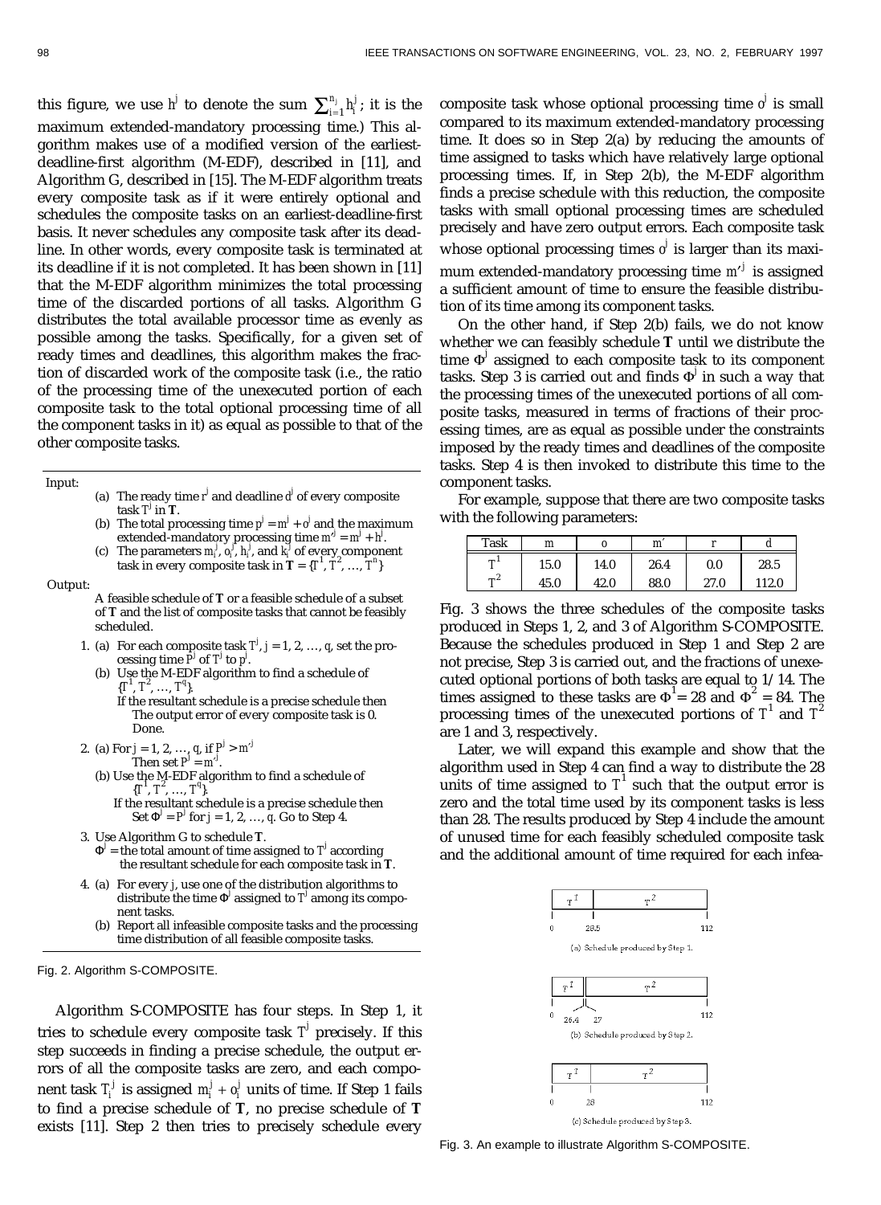this figure, we use $h^j$ to denote the sum $\sum_{i=1}^{n_j} h_i^j$; it is the maximum extended-mandatory processing time.) This algorithm makes use of a modified version of the earliest-deadline-first algorithm (M-EDF), described in [11], and Algorithm G, described in [15]. The M-EDF algorithm treats every composite task as if it were entirely optional and schedules the composite tasks on an earliest-deadline-first basis. It never schedules any composite task after its deadline. In other words, every composite task is terminated at its deadline if it is not completed. It has been shown in [11] that the M-EDF algorithm minimizes the total processing time of the discarded portions of all tasks. Algorithm G distributes the total available processor time as evenly as possible among the tasks. Specifically, for a given set of ready times and deadlines, this algorithm makes the fraction of discarded work of the composite task (i.e., the ratio of the processing time of the unexecuted portion of each composite task to the total optional processing time of all the component tasks in it) as equal as possible to that of the other composite tasks.

Input:

(a) The ready time $r^j$ and deadline $d^j$ of every composite task $T^j$ in **T**.

(b) The total processing time $p^j = m^j + o^j$ and the maximum extended-mandatory processing time $m'^j = m^j + h^j$.

(c) The parameters $m_i^j$, $o_i^j$, $h_i^j$, and $k_i^j$ of every component task in every composite task in $\mathbf{T} = \{T^1, T^2, \ldots, T^n\}$

Output:

A feasible schedule of **T** or a feasible schedule of a subset of **T** and the list of composite tasks that cannot be feasibly scheduled.

1. (a) For each composite task $T^j$, $j = 1, 2, \ldots, q$, set the processing time $P^j$ of $T^j$ to $p^j$.
   (b) Use the M-EDF algorithm to find a schedule of $\{T^1, T^2, \ldots, T^q\}$.
   If the resultant schedule is a precise schedule then
   The output error of every composite task is 0.
   Done.
2. (a) For $j = 1, 2, \ldots, q$, if $P^j > m'^j$
   Then set $P^j = m'^j$.
   (b) Use the M-EDF algorithm to find a schedule of $\{T^1, T^2, \ldots, T^q\}$.
   If the resultant schedule is a precise schedule then
   Set $\Phi^j = P^j$ for $j = 1, 2, \ldots, q$. Go to Step 4.
3. Use Algorithm G to schedule **T**.
   $\Phi^j$ = the total amount of time assigned to $T^j$ according the resultant schedule for each composite task in **T**.
4. (a) For every $j$, use one of the distribution algorithms to distribute the time $\Phi^j$ assigned to $T^j$ among its component tasks.
   (b) Report all infeasible composite tasks and the processing time distribution of all feasible composite tasks.

Fig. 2. Algorithm S-COMPOSITE.

Algorithm S-COMPOSITE has four steps. In Step 1, it tries to schedule every composite task $T^j$ precisely. If this step succeeds in finding a precise schedule, the output errors of all the composite tasks are zero, and each component task $T_i^j$ is assigned $m_i^j + o_i^j$ units of time. If Step 1 fails to find a precise schedule of **T**, no precise schedule of **T** exists [11]. Step 2 then tries to precisely schedule every composite task whose optional processing time $o^j$ is small compared to its maximum extended-mandatory processing time. It does so in Step 2(a) by reducing the amounts of time assigned to tasks which have relatively large optional processing times. If, in Step 2(b), the M-EDF algorithm finds a precise schedule with this reduction, the composite tasks with small optional processing times are scheduled precisely and have zero output errors. Each composite task whose optional processing times $o^j$ is larger than its maximum extended-mandatory processing time $m'^j$ is assigned a sufficient amount of time to ensure the feasible distribution of its time among its component tasks.

On the other hand, if Step 2(b) fails, we do not know whether we can feasibly schedule **T** until we distribute the time $\Phi^j$ assigned to each composite task to its component tasks. Step 3 is carried out and finds $\Phi^j$ in such a way that the processing times of the unexecuted portions of all composite tasks, measured in terms of fractions of their processing times, are as equal as possible under the constraints imposed by the ready times and deadlines of the composite tasks. Step 4 is then invoked to distribute this time to the component tasks.

For example, suppose that there are two composite tasks with the following parameters:

| Task | m | o | m′ | r | d |
|---|---|---|---|---|---|
| $T^1$ | 15.0 | 14.0 | 26.4 | 0.0 | 28.5 |
| $T^2$ | 45.0 | 42.0 | 88.0 | 27.0 | 112.0 |

Fig. 3 shows the three schedules of the composite tasks produced in Steps 1, 2, and 3 of Algorithm S-COMPOSITE. Because the schedules produced in Step 1 and Step 2 are not precise, Step 3 is carried out, and the fractions of unexecuted optional portions of both tasks are equal to 1/14. The times assigned to these tasks are $\Phi^1 = 28$ and $\Phi^2 = 84$. The processing times of the unexecuted portions of $T^1$ and $T^2$ are 1 and 3, respectively.

Later, we will expand this example and show that the algorithm used in Step 4 can find a way to distribute the 28 units of time assigned to $T^1$ such that the output error is zero and the total time used by its component tasks is less than 28. The results produced by Step 4 include the amount of unused time for each feasibly scheduled composite task and the additional amount of time required for each infea-

(a) Schedule produced by Step 1.

(b) Schedule produced by Step 2.

(c) Schedule produced by Step 3.

Fig. 3. An example to illustrate Algorithm S-COMPOSITE.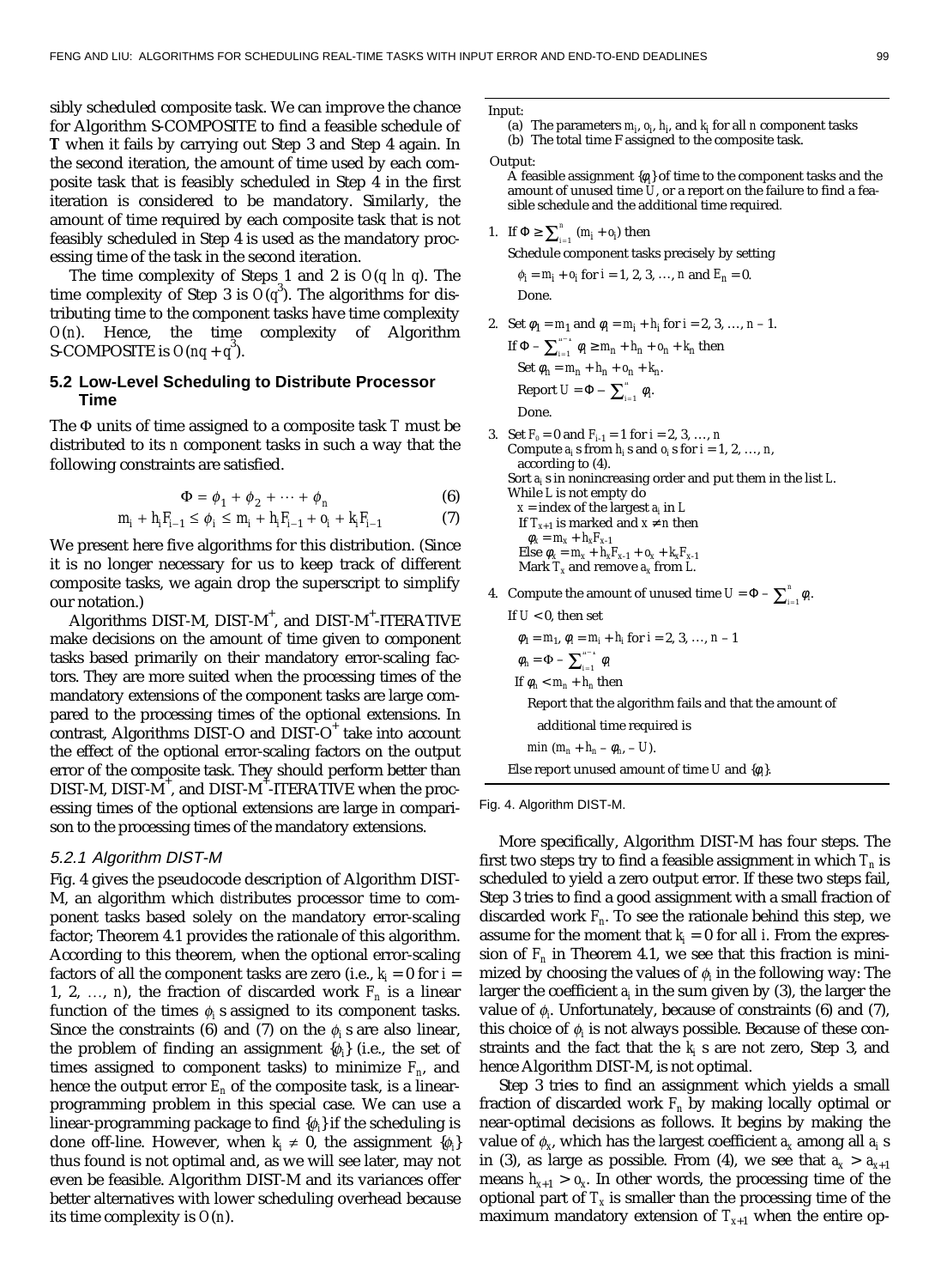sibly scheduled composite task. We can improve the chance for Algorithm S-COMPOSITE to find a feasible schedule of **T** when it fails by carrying out Step 3 and Step 4 again. In the second iteration, the amount of time used by each composite task that is feasibly scheduled in Step 4 in the first iteration is considered to be mandatory. Similarly, the amount of time required by each composite task that is not feasibly scheduled in Step 4 is used as the mandatory processing time of the task in the second iteration.

The time complexity of Steps 1 and 2 is $O(q \ln q)$. The time complexity of Step 3 is $O(q^3)$. The algorithms for distributing time to the component tasks have time complexity $O(n)$. Hence, the time complexity of Algorithm S-COMPOSITE is $O(nq + q^3)$.

### 5.2 Low-Level Scheduling to Distribute Processor Time

The $\Phi$ units of time assigned to a composite task $T$ must be distributed to its $n$ component tasks in such a way that the following constraints are satisfied.

$$\Phi = \phi_1 + \phi_2 + \cdots + \phi_n \tag{6}$$

$$m_i + h_i F_{i-1} \le \phi_i \le m_i + h_i F_{i-1} + o_i + k_i F_{i-1} \tag{7}$$

We present here five algorithms for this distribution. (Since it is no longer necessary for us to keep track of different composite tasks, we again drop the superscript to simplify our notation.)

Algorithms DIST-M, DIST-M$^+$, and DIST-M$^+$-ITERATIVE make decisions on the amount of time given to component tasks based primarily on their mandatory error-scaling factors. They are more suited when the processing times of the mandatory extensions of the component tasks are large compared to the processing times of the optional extensions. In contrast, Algorithms DIST-O and DIST-O$^+$ take into account the effect of the optional error-scaling factors on the output error of the composite task. They should perform better than DIST-M, DIST-M$^+$, and DIST-M$^+$-ITERATIVE when the processing times of the optional extensions are large in comparison to the processing times of the mandatory extensions.

#### 5.2.1 Algorithm DIST-M

Fig. 4 gives the pseudocode description of Algorithm DIST-M, an algorithm which *dist*ributes processor time to component tasks based solely on the *m*andatory error-scaling factor; Theorem 4.1 provides the rationale of this algorithm. According to this theorem, when the optional error-scaling factors of all the component tasks are zero (i.e., $k_i = 0$ for $i$ = 1, 2, …, $n$), the fraction of discarded work $F_n$ is a linear function of the times $\phi_i$ s assigned to its component tasks. Since the constraints (6) and (7) on the $\phi_i$ s are also linear, the problem of finding an assignment $\{\phi_i\}$ (i.e., the set of times assigned to component tasks) to minimize $F_n$, and hence the output error $E_n$ of the composite task, is a linear-programming problem in this special case. We can use a linear-programming package to find $\{\phi_i\}$ if the scheduling is done off-line. However, when $k_i \ne 0$, the assignment $\{\phi_i\}$ thus found is not optimal and, as we will see later, may not even be feasible. Algorithm DIST-M and its variances offer better alternatives with lower scheduling overhead because its time complexity is $O(n)$.

---

Input:
  (a) The parameters $m_i$, $o_i$, $h_i$, and $k_i$ for all $n$ component tasks
  (b) The total time $F$ assigned to the composite task.

Output:
  A feasible assignment $\{\phi_i\}$ of time to the component tasks and the amount of unused time $U$, or a report on the failure to find a feasible schedule and the additional time required.

1. If $\Phi \ge \sum_{i=1}^{n} (m_i + o_i)$ then
   Schedule component tasks precisely by setting
   $\phi_i = m_i + o_i$ for $i = 1, 2, 3, \ldots, n$ and $E_n = 0$.
   Done.
2. Set $\phi_1 = m_1$ and $\phi_i = m_i + h_i$ for $i = 2, 3, \ldots, n-1$.
   If $\Phi - \sum_{i=1}^{n-1} \phi_i \ge m_n + h_n + o_n + k_n$ then
   Set $\phi_n = m_n + h_n + o_n + k_n$.
   Report $U = \Phi - \sum_{i=1}^{n} \phi_i$.
   Done.
3. Set $F_0 = 0$ and $F_{i-1} = 1$ for $i = 2, 3, \ldots, n$
   Compute $a_i$ s from $h_i$ s and $o_i$ s for $i = 1, 2, \ldots, n$, according to (4).
   Sort $a_i$ s in nonincreasing order and put them in the list $L$.
   While $L$ is not empty do
     $x$ = index of the largest $a_i$ in $L$
     If $T_{x+1}$ is marked and $x \ne n$ then
       $\phi_x = m_x + h_x F_{x-1}$
     Else $\phi_x = m_x + h_x F_{x-1} + o_x + k_x F_{x-1}$
     Mark $T_x$ and remove $a_x$ from $L$.
4. Compute the amount of unused time $U = \Phi - \sum_{i=1}^{n} \phi_i$.
   If $U < 0$, then set
   $\phi_1 = m_1$, $\phi_i = m_i + h_i$ for $i = 2, 3, \ldots, n-1$
   $\phi_n = \Phi - \sum_{i=1}^{n-1} \phi_i$
   If $\phi_n < m_n + h_n$ then
     Report that the algorithm fails and that the amount of additional time required is
     $\min\,(m_n + h_n - \phi_n, -U)$.
   Else report unused amount of time $U$ and $\{\phi_i\}$.

Fig. 4. Algorithm DIST-M.

---

More specifically, Algorithm DIST-M has four steps. The first two steps try to find a feasible assignment in which $T_n$ is scheduled to yield a zero output error. If these two steps fail, Step 3 tries to find a good assignment with a small fraction of discarded work $F_n$. To see the rationale behind this step, we assume for the moment that $k_i = 0$ for all $i$. From the expression of $F_n$ in Theorem 4.1, we see that this fraction is minimized by choosing the values of $\phi_i$ in the following way: The larger the coefficient $a_i$ in the sum given by (3), the larger the value of $\phi_i$. Unfortunately, because of constraints (6) and (7), this choice of $\phi_i$ is not always possible. Because of these constraints and the fact that the $k_i$ s are not zero, Step 3, and hence Algorithm DIST-M, is not optimal.

Step 3 tries to find an assignment which yields a small fraction of discarded work $F_n$ by making locally optimal or near-optimal decisions as follows. It begins by making the value of $\phi_x$, which has the largest coefficient $a_x$ among all $a_i$ s in (3), as large as possible. From (4), we see that $a_x > a_{x+1}$ means $h_{x+1} > o_x$. In other words, the processing time of the optional part of $T_x$ is smaller than the processing time of the maximum mandatory extension of $T_{x+1}$ when the entire op-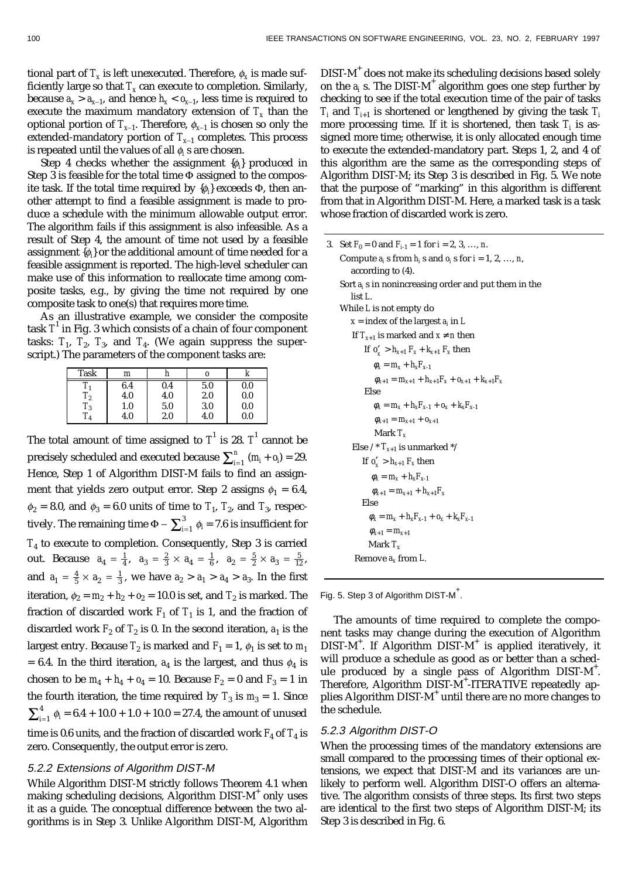tional part of $T_x$ is left unexecuted. Therefore, $\phi_x$ is made sufficiently large so that $T_x$ can execute to completion. Similarly, because $a_x > a_{x-1}$, and hence $h_x < o_{x-1}$, less time is required to execute the maximum mandatory extension of $T_x$ than the optional portion of $T_{x-1}$. Therefore, $\phi_{x-1}$ is chosen so only the extended-mandatory portion of $T_{x-1}$ completes. This process is repeated until the values of all $\phi_i$ s are chosen.

Step 4 checks whether the assignment $\{\phi_i\}$ produced in Step 3 is feasible for the total time $\Phi$ assigned to the composite task. If the total time required by $\{\phi_i\}$ exceeds $\Phi$, then another attempt to find a feasible assignment is made to produce a schedule with the minimum allowable output error. The algorithm fails if this assignment is also infeasible. As a result of Step 4, the amount of time not used by a feasible assignment $\{\phi_i\}$ or the additional amount of time needed for a feasible assignment is reported. The high-level scheduler can make use of this information to reallocate time among composite tasks, e.g., by giving the time not required by one composite task to one(s) that requires more time.

As an illustrative example, we consider the composite task $T^1$ in Fig. 3 which consists of a chain of four component tasks: $T_1$, $T_2$, $T_3$, and $T_4$. (We again suppress the superscript.) The parameters of the component tasks are:

| Task | m | h | o | k |
|---|---|---|---|---|
| $T_1$ | 6.4 | 0.4 | 5.0 | 0.0 |
| $T_2$ | 4.0 | 4.0 | 2.0 | 0.0 |
| $T_3$ | 1.0 | 5.0 | 3.0 | 0.0 |
| $T_4$ | 4.0 | 2.0 | 4.0 | 0.0 |

The total amount of time assigned to $T^1$ is 28. $T^1$ cannot be precisely scheduled and executed because $\sum_{i=1}^{n} (m_i + o_i) = 29$. Hence, Step 1 of Algorithm DIST-M fails to find an assignment that yields zero output error. Step 2 assigns $\phi_1 = 6.4$, $\phi_2 = 8.0$, and $\phi_3 = 6.0$ units of time to $T_1$, $T_2$, and $T_3$, respectively. The remaining time $\Phi - \sum_{i=1}^{3} \phi_i = 7.6$ is insufficient for $T_4$ to execute to completion. Consequently, Step 3 is carried out. Because $a_4 = \frac{1}{4}$, $a_3 = \frac{2}{3} \times a_4 = \frac{1}{6}$, $a_2 = \frac{5}{2} \times a_3 = \frac{5}{12}$, and $a_1 = \frac{4}{5} \times a_2 = \frac{1}{3}$, we have $a_2 > a_1 > a_4 > a_3$. In the first iteration, $\phi_2 = m_2 + h_2 + o_2 = 10.0$ is set, and $T_2$ is marked. The fraction of discarded work $F_1$ of $T_1$ is 1, and the fraction of discarded work $F_2$ of $T_2$ is 0. In the second iteration, $a_1$ is the largest entry. Because $T_2$ is marked and $F_1 = 1$, $\phi_1$ is set to $m_1 = 6.4$. In the third iteration, $a_4$ is the largest, and thus $\phi_4$ is chosen to be $m_4 + h_4 + o_4 = 10$. Because $F_2 = 0$ and $F_3 = 1$ in the fourth iteration, the time required by $T_3$ is $m_3 = 1$. Since $\sum_{i=1}^{4} \phi_i = 6.4 + 10.0 + 1.0 + 10.0 = 27.4$, the amount of unused time is 0.6 units, and the fraction of discarded work $F_4$ of $T_4$ is zero. Consequently, the output error is zero.

### 5.2.2 Extensions of Algorithm DIST-M

While Algorithm DIST-M strictly follows Theorem 4.1 when making scheduling decisions, Algorithm DIST-M$^+$ only uses it as a guide. The conceptual difference between the two algorithms is in Step 3. Unlike Algorithm DIST-M, Algorithm DIST-M$^+$ does not make its scheduling decisions based solely on the $a_i$ s. The DIST-M$^+$ algorithm goes one step further by checking to see if the total execution time of the pair of tasks $T_i$ and $T_{i+1}$ is shortened or lengthened by giving the task $T_i$ more processing time. If it is shortened, then task $T_i$ is assigned more time; otherwise, it is only allocated enough time to execute the extended-mandatory part. Steps 1, 2, and 4 of this algorithm are the same as the corresponding steps of Algorithm DIST-M; its Step 3 is described in Fig. 5. We note that the purpose of "marking" in this algorithm is different from that in Algorithm DIST-M. Here, a marked task is a task whose fraction of discarded work is zero.

```
3. Set F_0 = 0 and F_{i-1} = 1 for i = 2, 3, ..., n.
   Compute a_i s from h_i s and o_i s for i = 1, 2, ..., n,
      according to (4).
   Sort a_i s in nonincreasing order and put them in the
      list L.
   While L is not empty do
      x = index of the largest a_i in L
      If T_{x+1} is marked and x ≠ n then
         If o'_x > h_{x+1} F_x + k_{x+1} F_x then
            φ_x = m_x + h_x F_{x-1}
            φ_{x+1} = m_{x+1} + h_{x+1} F_x + o_{x+1} + k_{x+1} F_x
         Else
            φ_x = m_x + h_x F_{x-1} + o_x + k_x F_{x-1}
            φ_{x+1} = m_{x+1} + o_{x+1}
            Mark T_x
      Else /* T_{x+1} is unmarked */
         If o'_x > h_{x+1} F_x then
            φ_x = m_x + h_x F_{x-1}
            φ_{x+1} = m_{x+1} + h_{x+1} F_x
         Else
            φ_x = m_x + h_x F_{x-1} + o_x + k_x F_{x-1}
            φ_{x+1} = m_{x+1}
            Mark T_x
      Remove a_x from L.
```

Fig. 5. Step 3 of Algorithm DIST-M$^+$.

The amounts of time required to complete the component tasks may change during the execution of Algorithm DIST-M$^+$. If Algorithm DIST-M$^+$ is applied iteratively, it will produce a schedule as good as or better than a schedule produced by a single pass of Algorithm DIST-M$^+$. Therefore, Algorithm DIST-M$^+$-ITERATIVE repeatedly applies Algorithm DIST-M$^+$ until there are no more changes to the schedule.

### 5.2.3 Algorithm DIST-O

When the processing times of the mandatory extensions are small compared to the processing times of their optional extensions, we expect that DIST-M and its variances are unlikely to perform well. Algorithm DIST-O offers an alternative. The algorithm consists of three steps. Its first two steps are identical to the first two steps of Algorithm DIST-M; its Step 3 is described in Fig. 6.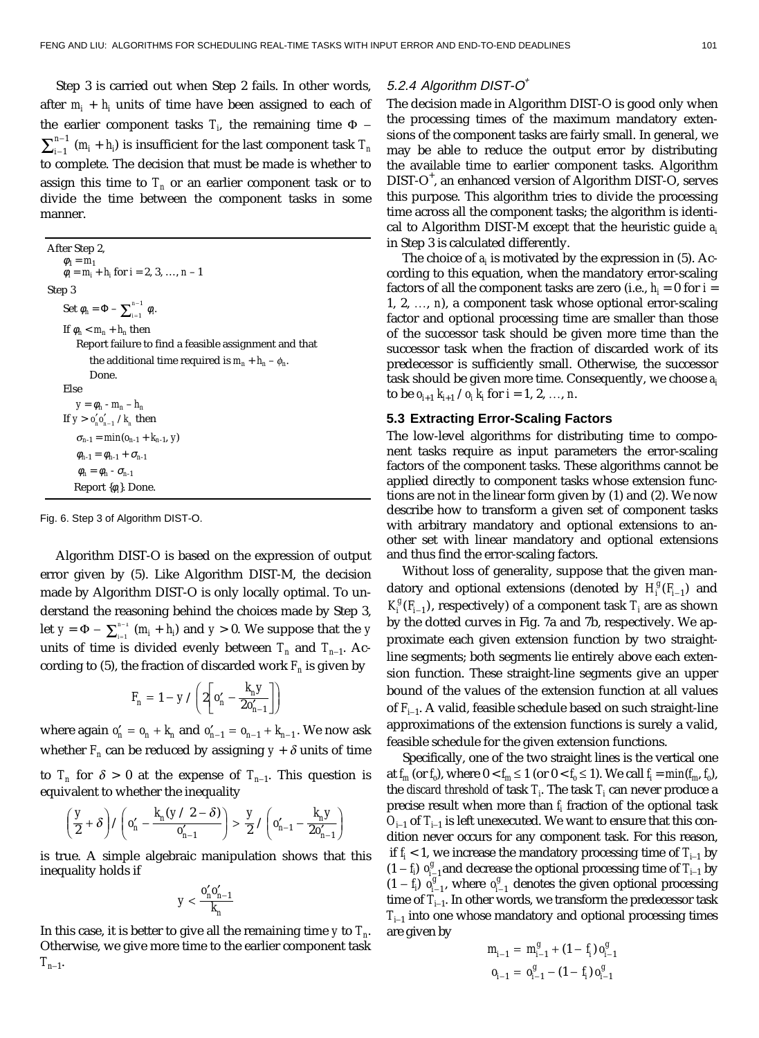Step 3 is carried out when Step 2 fails. In other words, after $m_i + h_i$ units of time have been assigned to each of the earlier component tasks $T_i$, the remaining time $\Phi - \sum_{i=1}^{n-1} (m_i + h_i)$ is insufficient for the last component task $T_n$ to complete. The decision that must be made is whether to assign this time to $T_n$ or an earlier component task or to divide the time between the component tasks in some manner.

```
After Step 2,
    φ_1 = m_1
    φ_i = m_i + h_i for i = 2, 3, …, n – 1
Step 3
    Set φ_n = Φ – Σ_{i=1}^{n-1} φ_i.
    If φ_n < m_n + h_n then
        Report failure to find a feasible assignment and that
            the additional time required is m_n + h_n – φ_n.
            Done.
    Else
        y = φ_n - m_n – h_n
    If y > o'_n o'_{n-1} / k_n then
        σ_{n-1} = min(o_{n-1} + k_{n-1}, y)
        φ_{n-1} = φ_{n-1} + σ_{n-1}
        φ_n = φ_n - σ_{n-1}
    Report {φ_i}. Done.
```

Fig. 6. Step 3 of Algorithm DIST-O.

Algorithm DIST-O is based on the expression of output error given by (5). Like Algorithm DIST-M, the decision made by Algorithm DIST-O is only locally optimal. To understand the reasoning behind the choices made by Step 3, let $y = \Phi - \sum_{i=1}^{n-1} (m_i + h_i)$ and $y > 0$. We suppose that the $y$ units of time is divided evenly between $T_n$ and $T_{n-1}$. According to (5), the fraction of discarded work $F_n$ is given by

$$F_n = 1 - y \Big/ \left( 2\left[ o'_n - \frac{k_n y}{2o'_{n-1}} \right] \right)$$

where again $o'_n = o_n + k_n$ and $o'_{n-1} = o_{n-1} + k_{n-1}$. We now ask whether $F_n$ can be reduced by assigning $y + \delta$ units of time to $T_n$ for $\delta > 0$ at the expense of $T_{n-1}$. This question is equivalent to whether the inequality

$$\left( \frac{y}{2} + \delta \right) \Big/ \left( o'_n - \frac{k_n (y/2 - \delta)}{o'_{n-1}} \right) > \frac{y}{2} \Big/ \left( o'_{n-1} - \frac{k_n y}{2o'_{n-1}} \right)$$

is true. A simple algebraic manipulation shows that this inequality holds if

$$y < \frac{o'_n o'_{n-1}}{k_n}$$

In this case, it is better to give all the remaining time $y$ to $T_n$. Otherwise, we give more time to the earlier component task $T_{n-1}$.

#### 5.2.4 Algorithm DIST-O+

The decision made in Algorithm DIST-O is good only when the processing times of the maximum mandatory extensions of the component tasks are fairly small. In general, we may be able to reduce the output error by distributing the available time to earlier component tasks. Algorithm DIST-O+, an enhanced version of Algorithm DIST-O, serves this purpose. This algorithm tries to divide the processing time across all the component tasks; the algorithm is identical to Algorithm DIST-M except that the heuristic guide $a_i$ in Step 3 is calculated differently.

The choice of $a_i$ is motivated by the expression in (5). According to this equation, when the mandatory error-scaling factors of all the component tasks are zero (i.e., $h_i = 0$ for $i = 1, 2, \ldots, n$), a component task whose optional error-scaling factor and optional processing time are smaller than those of the successor task should be given more time than the successor task when the fraction of discarded work of its predecessor is sufficiently small. Otherwise, the successor task should be given more time. Consequently, we choose $a_i$ to be $o_{i+1} k_{i+1} / o_i k_i$ for $i = 1, 2, \ldots, n$.

### 5.3 Extracting Error-Scaling Factors

The low-level algorithms for distributing time to component tasks require as input parameters the error-scaling factors of the component tasks. These algorithms cannot be applied directly to component tasks whose extension functions are not in the linear form given by (1) and (2). We now describe how to transform a given set of component tasks with arbitrary mandatory and optional extensions to another set with linear mandatory and optional extensions and thus find the error-scaling factors.

Without loss of generality, suppose that the given mandatory and optional extensions (denoted by $H_i^g(F_{i-1})$ and $K_i^g(F_{i-1})$, respectively) of a component task $T_i$ are as shown by the dotted curves in Fig. 7a and 7b, respectively. We approximate each given extension function by two straight-line segments; both segments lie entirely above each extension function. These straight-line segments give an upper bound of the values of the extension function at all values of $F_{i-1}$. A valid, feasible schedule based on such straight-line approximations of the extension functions is surely a valid, feasible schedule for the given extension functions.

Specifically, one of the two straight lines is the vertical one at $f_m$ (or $f_o$), where $0 < f_m \le 1$ (or $0 < f_o \le 1$). We call $f_i = \min(f_m, f_o)$, the *discard threshold* of task $T_i$. The task $T_i$ can never produce a precise result when more than $f_i$ fraction of the optional task $O_{i-1}$ of $T_{i-1}$ is left unexecuted. We want to ensure that this condition never occurs for any component task. For this reason, if $f_i < 1$, we increase the mandatory processing time of $T_{i-1}$ by $(1 - f_i)\, o_{i-1}^g$ and decrease the optional processing time of $T_{i-1}$ by $(1 - f_i)\, o_{i-1}^g$, where $o_{i-1}^g$ denotes the given optional processing time of $T_{i-1}$. In other words, we transform the predecessor task $T_{i-1}$ into one whose mandatory and optional processing times are given by

$$m_{i-1} = m_{i-1}^g + (1 - f_i)\, o_{i-1}^g$$
$$o_{i-1} = o_{i-1}^g - (1 - f_i)\, o_{i-1}^g$$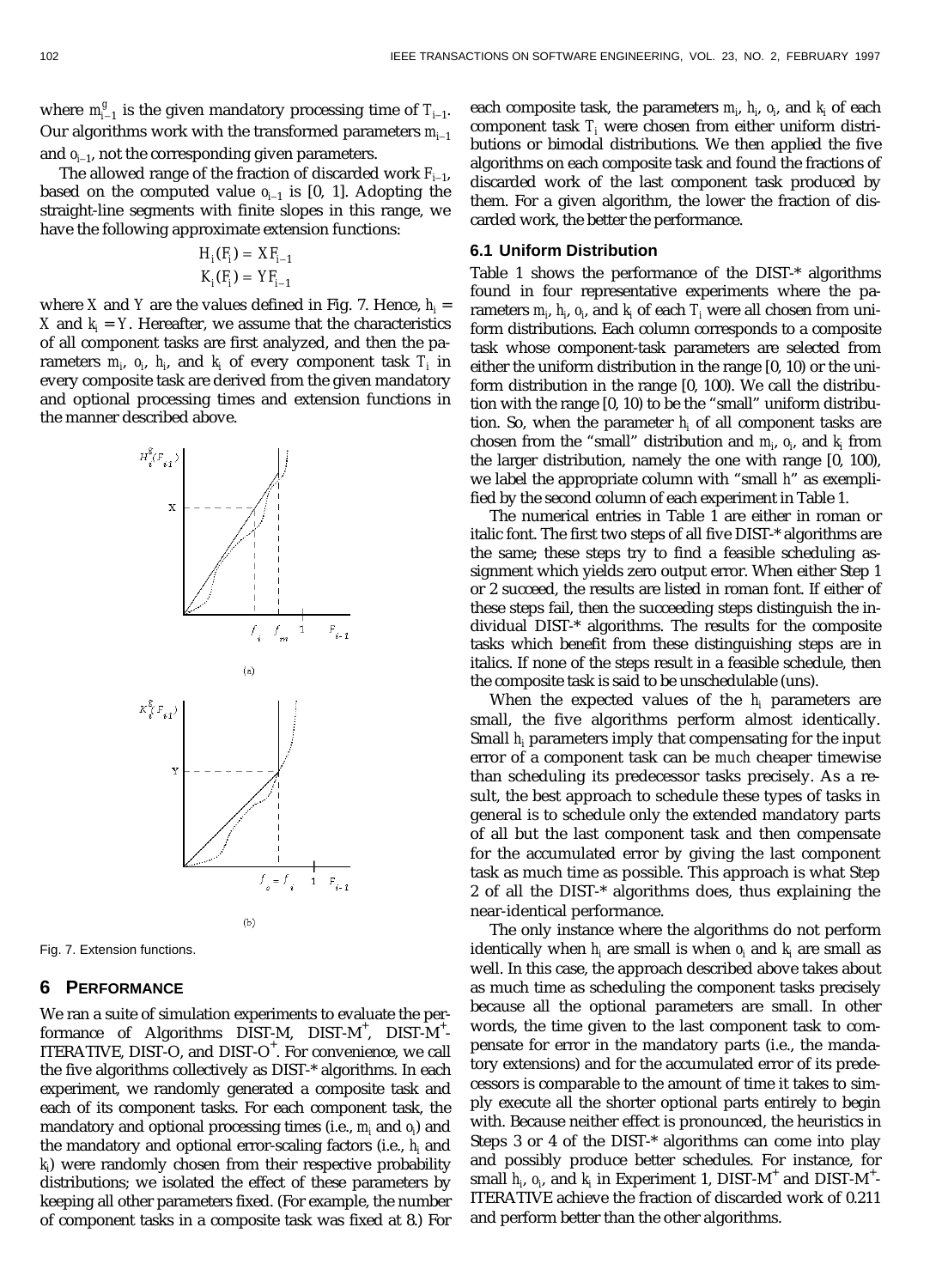where $m^g_{i-1}$ is the given mandatory processing time of $T_{i-1}$. Our algorithms work with the transformed parameters $m_{i-1}$ and $o_{i-1}$, not the corresponding given parameters.

The allowed range of the fraction of discarded work $F_{i-1}$, based on the computed value $o_{i-1}$ is [0, 1]. Adopting the straight-line segments with finite slopes in this range, we have the following approximate extension functions:

$$H_i(F_i) = XF_{i-1}$$
$$K_i(F_i) = YF_{i-1}$$

where $X$ and $Y$ are the values defined in Fig. 7. Hence, $h_i = X$ and $k_i = Y$. Hereafter, we assume that the characteristics of all component tasks are first analyzed, and then the parameters $m_i$, $o_i$, $h_i$, and $k_i$ of every component task $T_i$ in every composite task are derived from the given mandatory and optional processing times and extension functions in the manner described above.

Fig. 7. Extension functions.

## 6 Performance

We ran a suite of simulation experiments to evaluate the performance of Algorithms DIST-M, DIST-M$^+$, DIST-M$^+$-ITERATIVE, DIST-O, and DIST-O$^+$. For convenience, we call the five algorithms collectively as DIST-* algorithms. In each experiment, we randomly generated a composite task and each of its component tasks. For each component task, the mandatory and optional processing times (i.e., $m_i$ and $o_i$) and the mandatory and optional error-scaling factors (i.e., $h_i$ and $k_i$) were randomly chosen from their respective probability distributions; we isolated the effect of these parameters by keeping all other parameters fixed. (For example, the number of component tasks in a composite task was fixed at 8.) For each composite task, the parameters $m_i$, $h_i$, $o_i$, and $k_i$ of each component task $T_i$ were chosen from either uniform distributions or bimodal distributions. We then applied the five algorithms on each composite task and found the fractions of discarded work of the last component task produced by them. For a given algorithm, the lower the fraction of discarded work, the better the performance.

### 6.1 Uniform Distribution

Table 1 shows the performance of the DIST-* algorithms found in four representative experiments where the parameters $m_i$, $h_i$, $o_i$, and $k_i$ of each $T_i$ were all chosen from uniform distributions. Each column corresponds to a composite task whose component-task parameters are selected from either the uniform distribution in the range [0, 10) or the uniform distribution in the range [0, 100). We call the distribution with the range [0, 10) to be the "small" uniform distribution. So, when the parameter $h_i$ of all component tasks are chosen from the "small" distribution and $m_i$, $o_i$, and $k_i$ from the larger distribution, namely the one with range [0, 100), we label the appropriate column with "small $h$" as exemplified by the second column of each experiment in Table 1.

The numerical entries in Table 1 are either in roman or italic font. The first two steps of all five DIST-* algorithms are the same; these steps try to find a feasible scheduling assignment which yields zero output error. When either Step 1 or 2 succeed, the results are listed in roman font. If either of these steps fail, then the succeeding steps distinguish the individual DIST-* algorithms. The results for the composite tasks which benefit from these distinguishing steps are in italics. If none of the steps result in a feasible schedule, then the composite task is said to be unschedulable (uns).

When the expected values of the $h_i$ parameters are small, the five algorithms perform almost identically. Small $h_i$ parameters imply that compensating for the input error of a component task can be *much* cheaper timewise than scheduling its predecessor tasks precisely. As a result, the best approach to schedule these types of tasks in general is to schedule only the extended mandatory parts of all but the last component task and then compensate for the accumulated error by giving the last component task as much time as possible. This approach is what Step 2 of all the DIST-* algorithms does, thus explaining the near-identical performance.

The only instance where the algorithms do not perform identically when $h_i$ are small is when $o_i$ and $k_i$ are small as well. In this case, the approach described above takes about as much time as scheduling the component tasks precisely because all the optional parameters are small. In other words, the time given to the last component task to compensate for error in the mandatory parts (i.e., the mandatory extensions) and for the accumulated error of its predecessors is comparable to the amount of time it takes to simply execute all the shorter optional parts entirely to begin with. Because neither effect is pronounced, the heuristics in Steps 3 or 4 of the DIST-* algorithms can come into play and possibly produce better schedules. For instance, for small $h_i$, $o_i$, and $k_i$ in Experiment 1, DIST-M$^+$ and DIST-M$^+$-ITERATIVE achieve the fraction of discarded work of 0.211 and perform better than the other algorithms.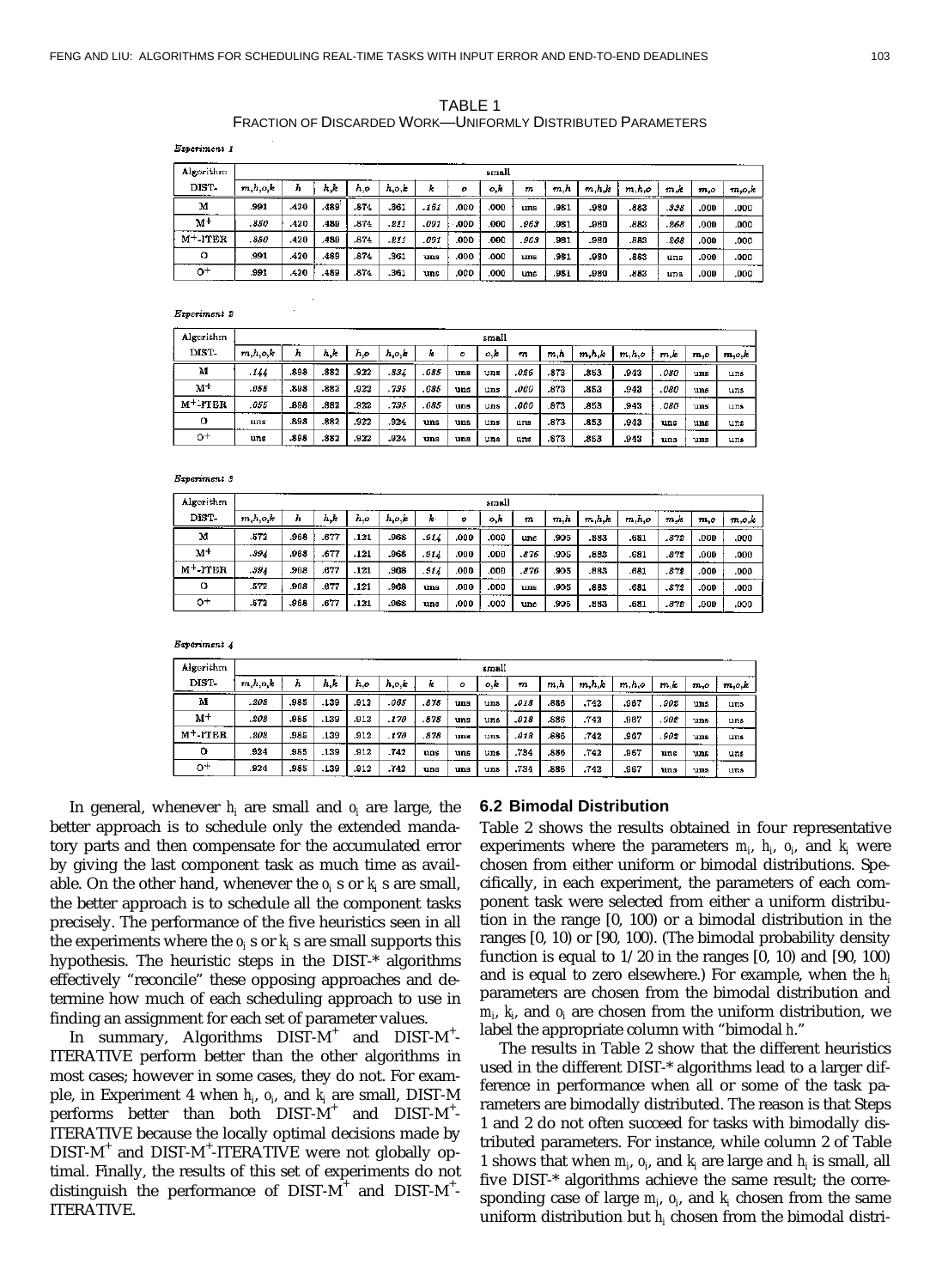TABLE 1
FRACTION OF DISCARDED WORK—UNIFORMLY DISTRIBUTED PARAMETERS

*Experiment 1*

| Algorithm | small | | | | | | | | | | | | | | |
|---|---|---|---|---|---|---|---|---|---|---|---|---|---|---|---|
| DIST- | m,h,o,k | h | h,k | h,o | h,o,k | k | o | o,k | m | m,h | m,h,k | m,h,o | m,k | m,o | m,o,k |
| M | .991 | .420 | .489 | .874 | .361 | *.161* | .000 | .000 | uns | .981 | .980 | .883 | *.338* | .000 | .000 |
| M+ | *.850* | .420 | .489 | .874 | *.211* | *.091* | .000 | .000 | *.969* | .981 | .980 | .883 | *.268* | .000 | .000 |
| M+-ITER | *.850* | .420 | .489 | .874 | *.211* | *.091* | .000 | .000 | *.969* | .981 | .980 | .883 | *.268* | .000 | .000 |
| O | .991 | .420 | .489 | .874 | .361 | uns | .000 | .000 | uns | .981 | .980 | .883 | uns | .000 | .000 |
| O+ | .991 | .420 | .489 | .874 | .361 | uns | .000 | .000 | uns | .981 | .980 | .883 | uns | .000 | .000 |

*Experiment 2*

| Algorithm | small | | | | | | | | | | | | | | |
|---|---|---|---|---|---|---|---|---|---|---|---|---|---|---|---|
| DIST- | m,h,o,k | h | h,k | h,o | h,o,k | k | o | o,k | m | m,h | m,h,k | m,h,o | m,k | m,o | m,o,k |
| M | *.144* | .898 | .882 | .922 | *.834* | *.085* | uns | uns | *.026* | .873 | .853 | .943 | *.080* | uns | uns |
| M+ | *.055* | .898 | .882 | .922 | *.795* | *.085* | uns | uns | *.000* | .873 | .853 | .943 | *.080* | uns | uns |
| M+-ITER | *.055* | .898 | .882 | .922 | *.795* | *.085* | uns | uns | *.000* | .873 | .853 | .943 | *.080* | uns | uns |
| O | uns | .898 | .882 | .922 | .924 | uns | uns | uns | uns | .873 | .853 | .943 | uns | uns | uns |
| O+ | uns | .898 | .882 | .922 | .924 | uns | uns | uns | uns | .873 | .853 | .943 | uns | uns | uns |

*Experiment 3*

| Algorithm | small | | | | | | | | | | | | | | |
|---|---|---|---|---|---|---|---|---|---|---|---|---|---|---|---|
| DIST- | m,h,o,k | h | h,k | h,o | h,o,k | k | o | o,k | m | m,h | m,h,k | m,h,o | m,k | m,o | m,o,k |
| M | .572 | .968 | .677 | .121 | .968 | *.914* | .000 | .000 | uns | .905 | .883 | .681 | *.872* | .000 | .000 |
| M+ | *.394* | .968 | .677 | .121 | .968 | *.914* | .000 | .000 | *.876* | .905 | .883 | .681 | *.872* | .000 | .000 |
| M+-ITER | *.394* | .968 | .677 | .121 | .968 | *.914* | .000 | .000 | *.876* | .905 | .883 | .681 | *.872* | .000 | .000 |
| O | .572 | .968 | .677 | .121 | .968 | uns | .000 | .000 | uns | .905 | .883 | .681 | *.872* | .000 | .000 |
| O+ | .572 | .968 | .677 | .121 | .968 | uns | .000 | .000 | uns | .905 | .883 | .681 | *.872* | .000 | .000 |

*Experiment 4*

| Algorithm | small | | | | | | | | | | | | | | |
|---|---|---|---|---|---|---|---|---|---|---|---|---|---|---|---|
| DIST- | m,h,o,k | h | h,k | h,o | h,o,k | k | o | o,k | m | m,h | m,h,k | m,h,o | m,k | m,o | m,o,k |
| M | *.208* | .985 | .139 | .912 | *.065* | *.878* | uns | uns | *.018* | .886 | .742 | .967 | *.902* | uns | uns |
| M+ | *.208* | .985 | .139 | .912 | *.170* | *.878* | uns | uns | *.018* | .886 | .742 | .967 | *.902* | uns | uns |
| M+-ITER | *.208* | .985 | .139 | .912 | *.170* | *.878* | uns | uns | *.018* | .886 | .742 | .967 | *.902* | uns | uns |
| O | .924 | .985 | .139 | .912 | .742 | uns | uns | uns | .734 | .886 | .742 | .967 | uns | uns | uns |
| O+ | .924 | .985 | .139 | .912 | .742 | uns | uns | uns | .734 | .886 | .742 | .967 | uns | uns | uns |

In general, whenever $h_i$ are small and $o_i$ are large, the better approach is to schedule only the extended mandatory parts and then compensate for the accumulated error by giving the last component task as much time as available. On the other hand, whenever the $o_i$ s or $k_i$ s are small, the better approach is to schedule all the component tasks precisely. The performance of the five heuristics seen in all the experiments where the $o_i$ s or $k_i$ s are small supports this hypothesis. The heuristic steps in the DIST-* algorithms effectively "reconcile" these opposing approaches and determine how much of each scheduling approach to use in finding an assignment for each set of parameter values.

In summary, Algorithms DIST-M$^+$ and DIST-M$^+$-ITERATIVE perform better than the other algorithms in most cases; however in some cases, they do not. For example, in Experiment 4 when $h_i$, $o_i$, and $k_i$ are small, DIST-M performs better than both DIST-M$^+$ and DIST-M$^+$-ITERATIVE because the locally optimal decisions made by DIST-M$^+$ and DIST-M$^+$-ITERATIVE were not globally optimal. Finally, the results of this set of experiments do not distinguish the performance of DIST-M$^+$ and DIST-M$^+$-ITERATIVE.

### 6.2 Bimodal Distribution

Table 2 shows the results obtained in four representative experiments where the parameters $m_i$, $h_i$, $o_i$, and $k_i$ were chosen from either uniform or bimodal distributions. Specifically, in each experiment, the parameters of each component task were selected from either a uniform distribution in the range [0, 100) or a bimodal distribution in the ranges [0, 10) or [90, 100). (The bimodal probability density function is equal to 1/20 in the ranges [0, 10) and [90, 100) and is equal to zero elsewhere.) For example, when the $h_i$ parameters are chosen from the bimodal distribution and $m_i$, $k_i$, and $o_i$ are chosen from the uniform distribution, we label the appropriate column with "bimodal $h$."

The results in Table 2 show that the different heuristics used in the different DIST-* algorithms lead to a larger difference in performance when all or some of the task parameters are bimodally distributed. The reason is that Steps 1 and 2 do not often succeed for tasks with bimodally distributed parameters. For instance, while column 2 of Table 1 shows that when $m_i$, $o_i$, and $k_i$ are large and $h_i$ is small, all five DIST-* algorithms achieve the same result; the corresponding case of large $m_i$, $o_i$, and $k_i$ chosen from the same uniform distribution but $h_i$ chosen from the bimodal distri-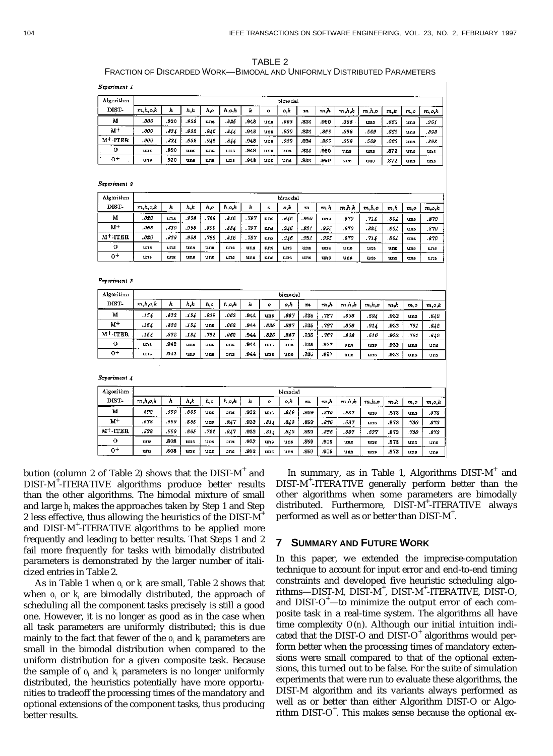TABLE 2
FRACTION OF DISCARDED WORK—BIMODAL AND UNIFORMLY DISTRIBUTED PARAMETERS

*Experiment 1*

| Algorithm | bimodal | | | | | | | | | | | | | | |
|---|---|---|---|---|---|---|---|---|---|---|---|---|---|---|---|
| DIST- | m,h,o,k | h | h,k | h,o | h,o,k | k | o | o,k | m | m,h | m,h,k | m,h,o | m,k | m,o | m,o,h |
| M | *.000* | .920 | *.932* | uns | *.825* | .948 | uns | *.993* | .834 | .950 | *.358* | uns | *.663* | uns | *.951* |
| M+ | *.000* | *.834* | *.932* | *.945* | *.844* | .948 | uns | *.930* | .834 | *.865* | *.358* | *.569* | *.663* | uns | *.898* |
| M+-ITER | *.000* | *.834* | *.932* | *.945* | *.844* | .948 | uns | *.930* | .834 | *.865* | *.358* | *.569* | *.663* | uns | *.898* |
| O | uns | .920 | uns | uns | uns | .948 | uns | uns | .834 | .950 | uns | uns | .873 | uns | uns |
| O+ | uns | .920 | uns | uns | uns | .948 | uns | uns | .834 | .950 | uns | uns | .872 | uns | uns |

*Experiment 2*

| Algorithm | bimodal | | | | | | | | | | | | | | |
|---|---|---|---|---|---|---|---|---|---|---|---|---|---|---|---|
| DIST- | m,h,o,k | h | h,k | h,o | h,o,k | k | o | o,k | m | m,h | m,h,k | m,h,o | m,k | m,o | m,o,k |
| M | *.020* | uns | *.958* | *.789* | *.816* | *.797* | uns | *.946* | .990 | uns | *.670* | *.714* | *.804* | uns | *.870* |
| M+ | *.058* | *.839* | *.958* | *.899* | *.854* | *.797* | uns | *.946* | *.991* | *.955* | *.670* | *.824* | *.804* | uns | *.870* |
| M+-ITER | *.020* | *.839* | *.958* | *.789* | *.816* | *.797* | uns | *.946* | *.991* | *.955* | *.670* | *.714* | *.804* | uns | *.870* |
| O | uns | uns | uns | uns | uns | uns | uns | uns | uns | uns | uns | uns | uns | uns | uns |
| O+ | uns | uns | uns | uns | uns | uns | uns | uns | uns | uns | uns | uns | uns | uns | uns |

*Experiment 3*

| Algorithm | bimodal | | | | | | | | | | | | | | |
|---|---|---|---|---|---|---|---|---|---|---|---|---|---|---|---|
| DIST- | m,h,o,k | h | h,k | h,o | h,o,k | k | o | o,k | m | m,h | m,h,k | m,h,o | m,k | m,o | m,o,k |
| M | *.154* | *.832* | *.154* | *.939* | *.062* | .944 | uns | *.887* | .735 | *.787* | *.808* | *.894* | .932 | uns | *.642* |
| M+ | *.154* | *.832* | *.154* | uns | *.062* | .944 | *.826* | *.887* | .735 | *.787* | *.808* | *.914* | .932 | *.791* | *.642* |
| M+-ITER | *.154* | *.832* | *.154* | *.761* | *.062* | .944 | *.826* | *.887* | .735 | *.787* | *.808* | *.516* | .932 | *.791* | *.642* |
| O | uns | .942 | uns | uns | uns | .944 | uns | uns | .735 | .897 | uns | uns | .932 | uns | uns |
| O+ | uns | .942 | uns | uns | uns | .944 | uns | uns | .735 | .897 | uns | uns | .932 | uns | uns |

*Experiment 4*

| Algorithm | bimodal | | | | | | | | | | | | | | |
|---|---|---|---|---|---|---|---|---|---|---|---|---|---|---|---|
| DIST- | m,h,o,k | h | h,k | h,o | h,o,k | k | o | o,k | m | m,h | m,h,k | m,h,o | m,k | m,o | m,o,k |
| M | *.592* | *.559* | *.865* | uns | uns | .932 | uns | *.849* | .859 | *.836* | *.687* | uns | .873 | uns | *.873* |
| M+ | *.538* | *.559* | *.865* | uns | *.847* | .932 | *.814* | *.849* | .859 | *.836* | *.687* | uns | .873 | *.730* | *.873* |
| M+-ITER | *.538* | *.559* | *.865* | *.781* | *.847* | .932 | *.814* | *.849* | .859 | *.836* | *.687* | *.637* | .873 | *.730* | *.873* |
| O | uns | .808 | uns | uns | uns | .932 | uns | uns | .859 | .909 | uns | uns | .873 | uns | uns |
| O+ | uns | .808 | uns | uns | uns | .932 | uns | uns | .859 | .909 | uns | uns | .873 | uns | uns |

bution (column 2 of Table 2) shows that the DIST-M$^+$ and DIST-M$^+$-ITERATIVE algorithms produce better results than the other algorithms. The bimodal mixture of small and large $h_i$ makes the approaches taken by Step 1 and Step 2 less effective, thus allowing the heuristics of the DIST-M$^+$ and DIST-M$^+$-ITERATIVE algorithms to be applied more frequently and leading to better results. That Steps 1 and 2 fail more frequently for tasks with bimodally distributed parameters is demonstrated by the larger number of italicized entries in Table 2.

As in Table 1 when $o_i$ or $k_i$ are small, Table 2 shows that when $o_i$ or $k_i$ are bimodally distributed, the approach of scheduling all the component tasks precisely is still a good one. However, it is no longer as good as in the case when all task parameters are uniformly distributed; this is due mainly to the fact that fewer of the $o_i$ and $k_i$ parameters are small in the bimodal distribution when compared to the uniform distribution for a given composite task. Because the sample of $o_i$ and $k_i$ parameters is no longer uniformly distributed, the heuristics potentially have more opportunities to tradeoff the processing times of the mandatory and optional extensions of the component tasks, thus producing better results.

In summary, as in Table 1, Algorithms DIST-M$^+$ and DIST-M$^+$-ITERATIVE generally perform better than the other algorithms when some parameters are bimodally distributed. Furthermore, DIST-M$^+$-ITERATIVE always performed as well as or better than DIST-M$^+$.

## 7 Summary and Future Work

In this paper, we extended the imprecise-computation technique to account for input error and end-to-end timing constraints and developed five heuristic scheduling algorithms—DIST-M, DIST-M$^+$, DIST-M$^+$-ITERATIVE, DIST-O, and DIST-O$^+$—to minimize the output error of each composite task in a real-time system. The algorithms all have time complexity $O(n)$. Although our initial intuition indicated that the DIST-O and DIST-O$^+$ algorithms would perform better when the processing times of mandatory extensions were small compared to that of the optional extensions, this turned out to be false. For the suite of simulation experiments that were run to evaluate these algorithms, the DIST-M algorithm and its variants always performed as well as or better than either Algorithm DIST-O or Algorithm DIST-O$^+$. This makes sense because the optional ex-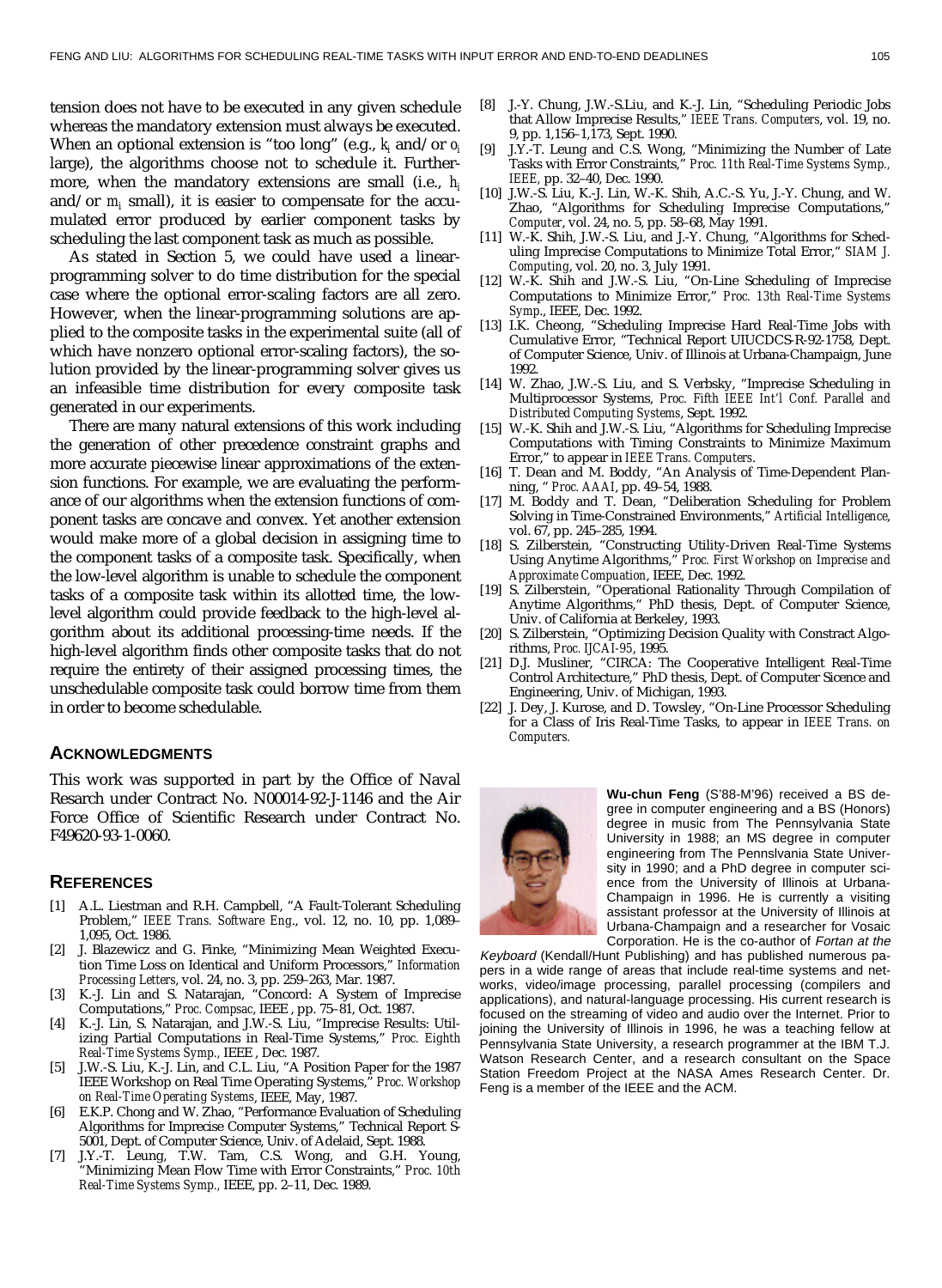tension does not have to be executed in any given schedule whereas the mandatory extension must always be executed. When an optional extension is "too long" (e.g., $k_i$ and/or $o_i$ large), the algorithms choose not to schedule it. Furthermore, when the mandatory extensions are small (i.e., $h_i$ and/or $m_i$ small), it is easier to compensate for the accumulated error produced by earlier component tasks by scheduling the last component task as much as possible.

As stated in Section 5, we could have used a linear-programming solver to do time distribution for the special case where the optional error-scaling factors are all zero. However, when the linear-programming solutions are applied to the composite tasks in the experimental suite (all of which have nonzero optional error-scaling factors), the solution provided by the linear-programming solver gives us an infeasible time distribution for every composite task generated in our experiments.

There are many natural extensions of this work including the generation of other precedence constraint graphs and more accurate piecewise linear approximations of the extension functions. For example, we are evaluating the performance of our algorithms when the extension functions of component tasks are concave and convex. Yet another extension would make more of a global decision in assigning time to the component tasks of a composite task. Specifically, when the low-level algorithm is unable to schedule the component tasks of a composite task within its allotted time, the low-level algorithm could provide feedback to the high-level algorithm about its additional processing-time needs. If the high-level algorithm finds other composite tasks that do not require the entirety of their assigned processing times, the unschedulable composite task could borrow time from them in order to become schedulable.

## ACKNOWLEDGMENTS

This work was supported in part by the Office of Naval Resarch under Contract No. N00014-92-J-1146 and the Air Force Office of Scientific Research under Contract No. F49620-93-1-0060.

## REFERENCES

[1] A.L. Liestman and R.H. Campbell, "A Fault-Tolerant Scheduling Problem," *IEEE Trans. Software Eng.*, vol. 12, no. 10, pp. 1,089–1,095, Oct. 1986.

[2] J. Blazewicz and G. Finke, "Minimizing Mean Weighted Execution Time Loss on Identical and Uniform Processors," *Information Processing Letters*, vol. 24, no. 3, pp. 259–263, Mar. 1987.

[3] K.-J. Lin and S. Natarajan, "Concord: A System of Imprecise Computations," *Proc. Compsac*, IEEE , pp. 75–81, Oct. 1987.

[4] K.-J. Lin, S. Natarajan, and J.W.-S. Liu, "Imprecise Results: Utilizing Partial Computations in Real-Time Systems," *Proc. Eighth Real-Time Systems Symp.*, IEEE , Dec. 1987.

[5] J.W.-S. Liu, K.-J. Lin, and C.L. Liu, "A Position Paper for the 1987 IEEE Workshop on Real Time Operating Systems," *Proc. Workshop on Real-Time Operating Systems*, IEEE, May, 1987.

[6] E.K.P. Chong and W. Zhao, "Performance Evaluation of Scheduling Algorithms for Imprecise Computer Systems," Technical Report S-5001, Dept. of Computer Science, Univ. of Adelaid, Sept. 1988.

[7] J.Y.-T. Leung, T.W. Tam, C.S. Wong, and G.H. Young, "Minimizing Mean Flow Time with Error Constraints," *Proc. 10th Real-Time Systems Symp.*, IEEE, pp. 2–11, Dec. 1989.

[8] J.-Y. Chung, J.W.-S.Liu, and K.-J. Lin, "Scheduling Periodic Jobs that Allow Imprecise Results," *IEEE Trans. Computers*, vol. 19, no. 9, pp. 1,156–1,173, Sept. 1990.

[9] J.Y.-T. Leung and C.S. Wong, "Minimizing the Number of Late Tasks with Error Constraints," *Proc. 11th Real-Time Systems Symp., IEEE*, pp. 32–40, Dec. 1990.

[10] J.W.-S. Liu, K.-J. Lin, W.-K. Shih, A.C.-S. Yu, J.-Y. Chung, and W. Zhao, "Algorithms for Scheduling Imprecise Computations," *Computer*, vol. 24, no. 5, pp. 58–68, May 1991.

[11] W.-K. Shih, J.W.-S. Liu, and J.-Y. Chung, "Algorithms for Scheduling Imprecise Computations to Minimize Total Error," *SIAM J. Computing*, vol. 20, no. 3, July 1991.

[12] W.-K. Shih and J.W.-S. Liu, "On-Line Scheduling of Imprecise Computations to Minimize Error," *Proc. 13th Real-Time Systems Symp.*, IEEE, Dec. 1992.

[13] I.K. Cheong, "Scheduling Imprecise Hard Real-Time Jobs with Cumulative Error, "Technical Report UIUCDCS-R-92-1758, Dept. of Computer Science, Univ. of Illinois at Urbana-Champaign, June 1992.

[14] W. Zhao, J.W.-S. Liu, and S. Verbsky, "Imprecise Scheduling in Multiprocessor Systems, *Proc. Fifth IEEE Int'l Conf. Parallel and Distributed Computing Systems*, Sept. 1992.

[15] W.-K. Shih and J.W.-S. Liu, "Algorithms for Scheduling Imprecise Computations with Timing Constraints to Minimize Maximum Error," to appear in *IEEE Trans. Computers*.

[16] T. Dean and M. Boddy, "An Analysis of Time-Dependent Planning, " *Proc. AAAI*, pp. 49–54, 1988.

[17] M. Boddy and T. Dean, "Deliberation Scheduling for Problem Solving in Time-Constrained Environments," *Artificial Intelligence*, vol. 67, pp. 245–285, 1994.

[18] S. Zilberstein, "Constructing Utility-Driven Real-Time Systems Using Anytime Algorithms," *Proc. First Workshop on Imprecise and Approximate Compuation*, IEEE, Dec. 1992.

[19] S. Zilberstein, "Operational Rationality Through Compilation of Anytime Algorithms," PhD thesis, Dept. of Computer Science, Univ. of California at Berkeley, 1993.

[20] S. Zilberstein, "Optimizing Decision Quality with Constract Algorithms, *Proc. IJCAI-95*, 1995.

[21] D.J. Musliner, "CIRCA: The Cooperative Intelligent Real-Time Control Architecture," PhD thesis, Dept. of Computer Sicence and Engineering, Univ. of Michigan, 1993.

[22] J. Dey, J. Kurose, and D. Towsley, "On-Line Processor Scheduling for a Class of Iris Real-Time Tasks, to appear in *IEEE Trans. on Computers.*

**Wu-chun Feng** (S'88-M'96) received a BS degree in computer engineering and a BS (Honors) degree in music from The Pennsylvania State University in 1988; an MS degree in computer engineering from The Pennslvania State University in 1990; and a PhD degree in computer science from the University of Illinois at Urbana-Champaign in 1996. He is currently a visiting assistant professor at the University of Illinois at Urbana-Champaign and a researcher for Vosaic Corporation. He is the co-author of *Fortan at the Keyboard* (Kendall/Hunt Publishing) and has published numerous papers in a wide range of areas that include real-time systems and networks, video/image processing, parallel processing (compilers and applications), and natural-language processing. His current research is focused on the streaming of video and audio over the Internet. Prior to joining the University of Illinois in 1996, he was a teaching fellow at Pennsylvania State University, a research programmer at the IBM T.J. Watson Research Center, and a research consultant on the Space Station Freedom Project at the NASA Ames Research Center. Dr. Feng is a member of the IEEE and the ACM.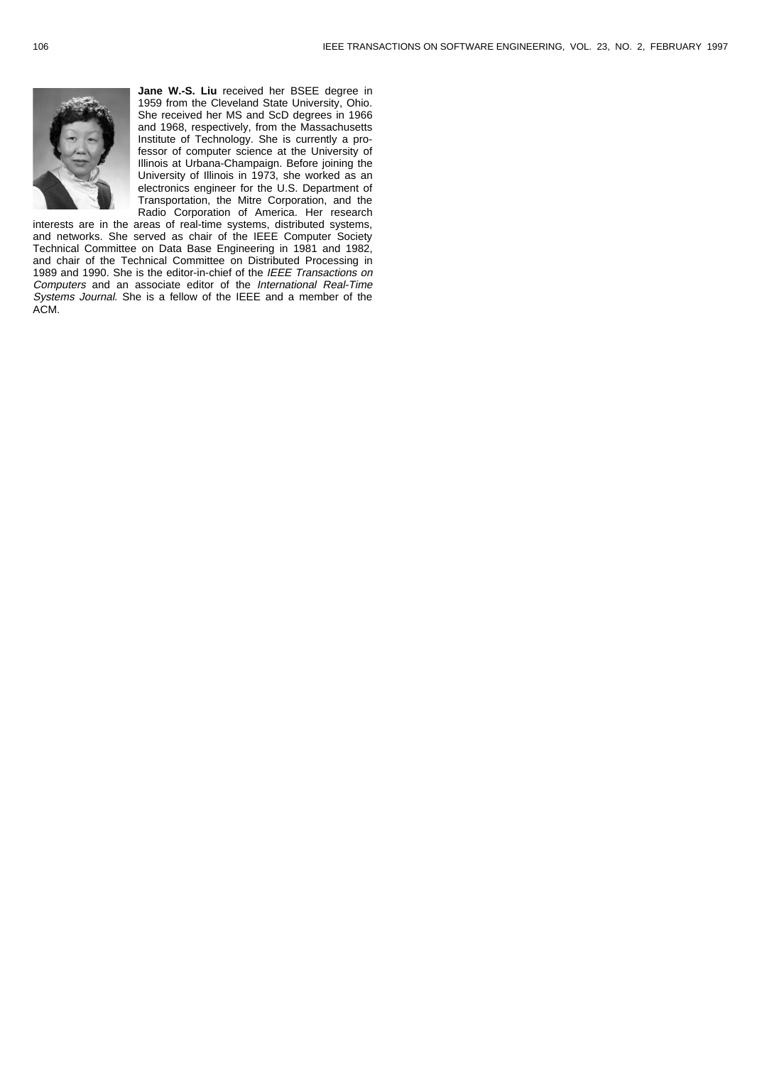**Jane W.-S. Liu** received her BSEE degree in 1959 from the Cleveland State University, Ohio. She received her MS and ScD degrees in 1966 and 1968, respectively, from the Massachusetts Institute of Technology. She is currently a professor of computer science at the University of Illinois at Urbana-Champaign. Before joining the University of Illinois in 1973, she worked as an electronics engineer for the U.S. Department of Transportation, the Mitre Corporation, and the Radio Corporation of America. Her research interests are in the areas of real-time systems, distributed systems, and networks. She served as chair of the IEEE Computer Society Technical Committee on Data Base Engineering in 1981 and 1982, and chair of the Technical Committee on Distributed Processing in 1989 and 1990. She is the editor-in-chief of the *IEEE Transactions on Computers* and an associate editor of the *International Real-Time Systems Journal*. She is a fellow of the IEEE and a member of the ACM.